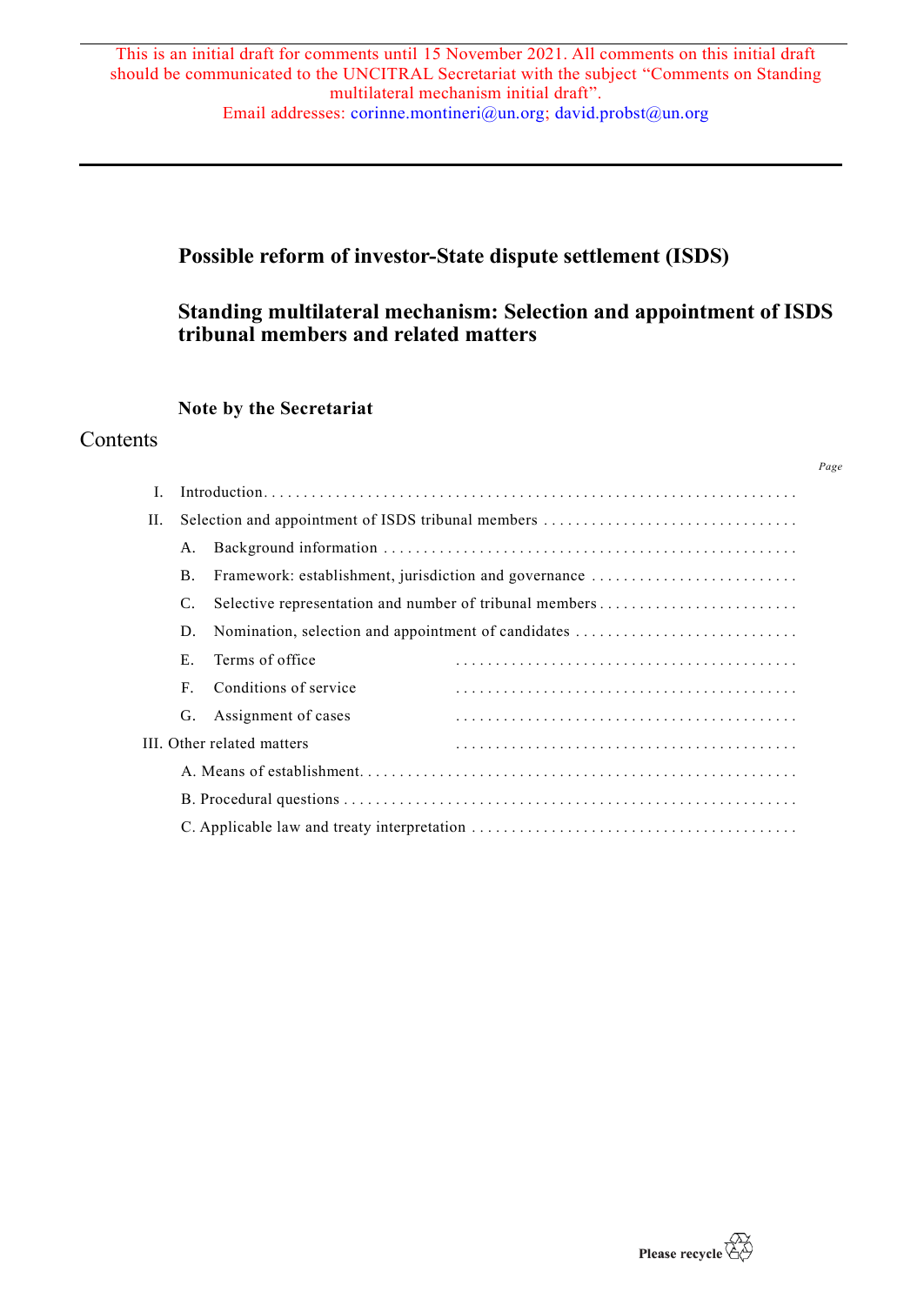This is an initial draft for comments until 15 November 2021. All comments on this initial draft should be communicated to the UNCITRAL Secretariat with the subject "Comments on Standing multilateral mechanism initial draft".
Email addresses: corinne.montineri@un.org; david.probst@un.org

# Possible reform of investor-State dispute settlement (ISDS)

## Standing multilateral mechanism: Selection and appointment of ISDS tribunal members and related matters

### Note by the Secretariat

## Contents

| | Page |
|---|---|
| I. Introduction | |
| II. Selection and appointment of ISDS tribunal members | |
| A. Background information | |
| B. Framework: establishment, jurisdiction and governance | |
| C. Selective representation and number of tribunal members | |
| D. Nomination, selection and appointment of candidates | |
| E. Terms of office | |
| F. Conditions of service | |
| G. Assignment of cases | |
| III. Other related matters | |
| A. Means of establishment | |
| B. Procedural questions | |
| C. Applicable law and treaty interpretation | |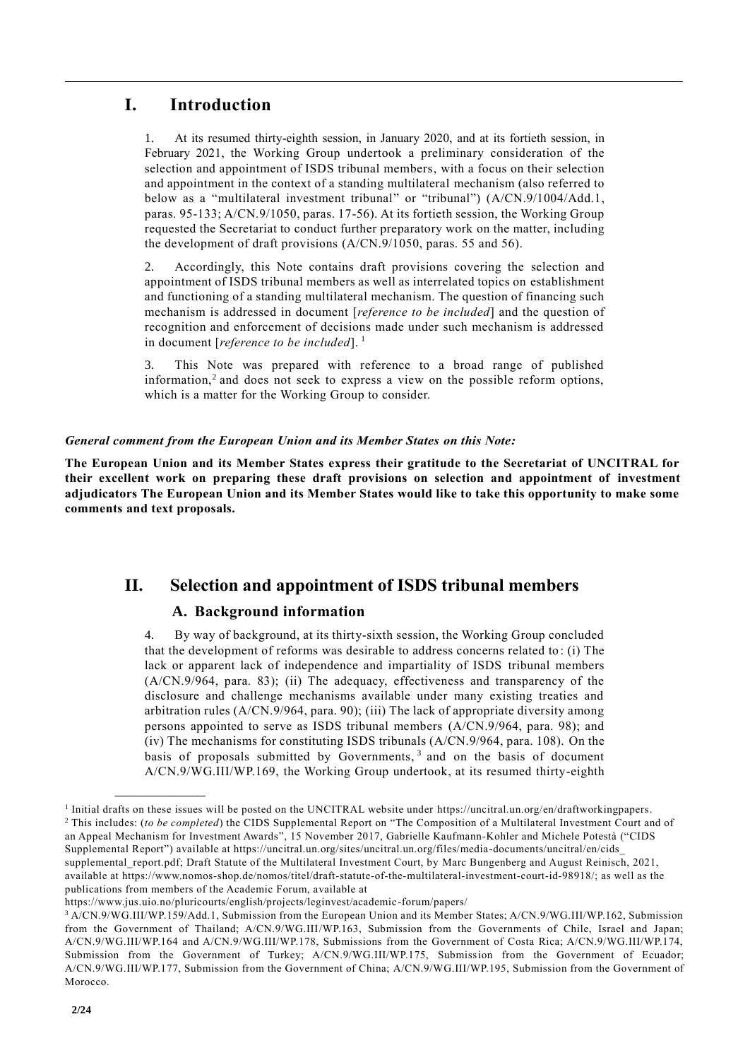# I. Introduction

1. At its resumed thirty-eighth session, in January 2020, and at its fortieth session, in February 2021, the Working Group undertook a preliminary consideration of the selection and appointment of ISDS tribunal members, with a focus on their selection and appointment in the context of a standing multilateral mechanism (also referred to below as a "multilateral investment tribunal" or "tribunal") (A/CN.9/1004/Add.1, paras. 95-133; A/CN.9/1050, paras. 17-56). At its fortieth session, the Working Group requested the Secretariat to conduct further preparatory work on the matter, including the development of draft provisions (A/CN.9/1050, paras. 55 and 56).

2. Accordingly, this Note contains draft provisions covering the selection and appointment of ISDS tribunal members as well as interrelated topics on establishment and functioning of a standing multilateral mechanism. The question of financing such mechanism is addressed in document [*reference to be included*] and the question of recognition and enforcement of decisions made under such mechanism is addressed in document [*reference to be included*]. [1]

3. This Note was prepared with reference to a broad range of published information,[2] and does not seek to express a view on the possible reform options, which is a matter for the Working Group to consider.

***General comment from the European Union and its Member States on this Note:***

**The European Union and its Member States express their gratitude to the Secretariat of UNCITRAL for their excellent work on preparing these draft provisions on selection and appointment of investment adjudicators The European Union and its Member States would like to take this opportunity to make some comments and text proposals.**

# II. Selection and appointment of ISDS tribunal members

## A. Background information

4. By way of background, at its thirty-sixth session, the Working Group concluded that the development of reforms was desirable to address concerns related to: (i) The lack or apparent lack of independence and impartiality of ISDS tribunal members (A/CN.9/964, para. 83); (ii) The adequacy, effectiveness and transparency of the disclosure and challenge mechanisms available under many existing treaties and arbitration rules (A/CN.9/964, para. 90); (iii) The lack of appropriate diversity among persons appointed to serve as ISDS tribunal members (A/CN.9/964, para. 98); and (iv) The mechanisms for constituting ISDS tribunals (A/CN.9/964, para. 108). On the basis of proposals submitted by Governments,[3] and on the basis of document A/CN.9/WG.III/WP.169, the Working Group undertook, at its resumed thirty-eighth

---

[1] Initial drafts on these issues will be posted on the UNCITRAL website under https://uncitral.un.org/en/draftworkingpapers.

[2] This includes: (*to be completed*) the CIDS Supplemental Report on "The Composition of a Multilateral Investment Court and of an Appeal Mechanism for Investment Awards", 15 November 2017, Gabrielle Kaufmann-Kohler and Michele Potestà ("CIDS Supplemental Report") available at https://uncitral.un.org/sites/uncitral.un.org/files/media-documents/uncitral/en/cids_supplemental_report.pdf; Draft Statute of the Multilateral Investment Court, by Marc Bungenberg and August Reinisch, 2021, available at https://www.nomos-shop.de/nomos/titel/draft-statute-of-the-multilateral-investment-court-id-98918/; as well as the publications from members of the Academic Forum, available at https://www.jus.uio.no/pluricourts/english/projects/leginvest/academic-forum/papers/

[3] A/CN.9/WG.III/WP.159/Add.1, Submission from the European Union and its Member States; A/CN.9/WG.III/WP.162, Submission from the Government of Thailand; A/CN.9/WG.III/WP.163, Submission from the Governments of Chile, Israel and Japan; A/CN.9/WG.III/WP.164 and A/CN.9/WG.III/WP.178, Submissions from the Government of Costa Rica; A/CN.9/WG.III/WP.174, Submission from the Government of Turkey; A/CN.9/WG.III/WP.175, Submission from the Government of Ecuador; A/CN.9/WG.III/WP.177, Submission from the Government of China; A/CN.9/WG.III/WP.195, Submission from the Government of Morocco.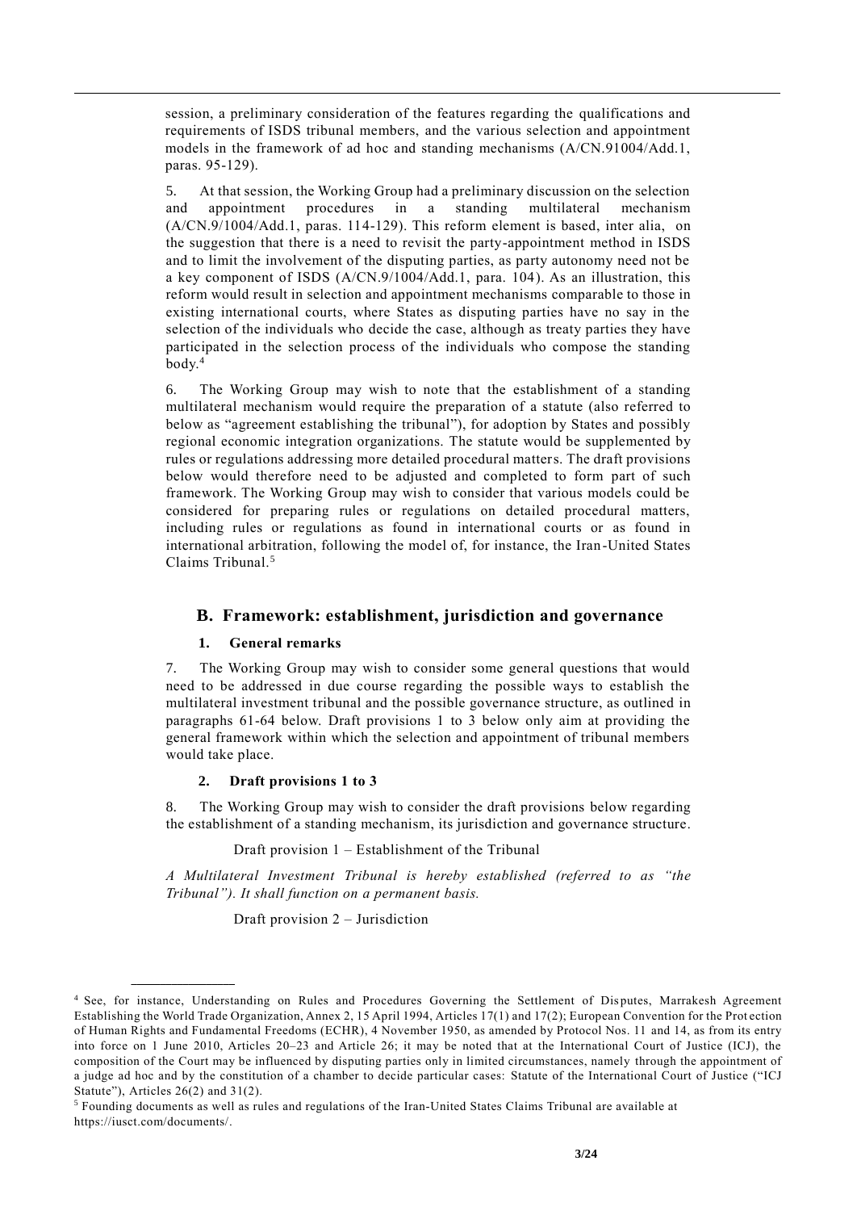session, a preliminary consideration of the features regarding the qualifications and requirements of ISDS tribunal members, and the various selection and appointment models in the framework of ad hoc and standing mechanisms (A/CN.91004/Add.1, paras. 95-129).

5. At that session, the Working Group had a preliminary discussion on the selection and appointment procedures in a standing multilateral mechanism (A/CN.9/1004/Add.1, paras. 114-129). This reform element is based, inter alia, on the suggestion that there is a need to revisit the party-appointment method in ISDS and to limit the involvement of the disputing parties, as party autonomy need not be a key component of ISDS (A/CN.9/1004/Add.1, para. 104). As an illustration, this reform would result in selection and appointment mechanisms comparable to those in existing international courts, where States as disputing parties have no say in the selection of the individuals who decide the case, although as treaty parties they have participated in the selection process of the individuals who compose the standing body.[4]

6. The Working Group may wish to note that the establishment of a standing multilateral mechanism would require the preparation of a statute (also referred to below as "agreement establishing the tribunal"), for adoption by States and possibly regional economic integration organizations. The statute would be supplemented by rules or regulations addressing more detailed procedural matters. The draft provisions below would therefore need to be adjusted and completed to form part of such framework. The Working Group may wish to consider that various models could be considered for preparing rules or regulations on detailed procedural matters, including rules or regulations as found in international courts or as found in international arbitration, following the model of, for instance, the Iran-United States Claims Tribunal.[5]

## B. Framework: establishment, jurisdiction and governance

### 1. General remarks

7. The Working Group may wish to consider some general questions that would need to be addressed in due course regarding the possible ways to establish the multilateral investment tribunal and the possible governance structure, as outlined in paragraphs 61-64 below. Draft provisions 1 to 3 below only aim at providing the general framework within which the selection and appointment of tribunal members would take place.

### 2. Draft provisions 1 to 3

8. The Working Group may wish to consider the draft provisions below regarding the establishment of a standing mechanism, its jurisdiction and governance structure.

Draft provision 1 – Establishment of the Tribunal

*A Multilateral Investment Tribunal is hereby established (referred to as "the Tribunal"). It shall function on a permanent basis.*

Draft provision 2 – Jurisdiction

---

[4] See, for instance, Understanding on Rules and Procedures Governing the Settlement of Disputes, Marrakesh Agreement Establishing the World Trade Organization, Annex 2, 15 April 1994, Articles 17(1) and 17(2); European Convention for the Protection of Human Rights and Fundamental Freedoms (ECHR), 4 November 1950, as amended by Protocol Nos. 11 and 14, as from its entry into force on 1 June 2010, Articles 20–23 and Article 26; it may be noted that at the International Court of Justice (ICJ), the composition of the Court may be influenced by disputing parties only in limited circumstances, namely through the appointment of a judge ad hoc and by the constitution of a chamber to decide particular cases: Statute of the International Court of Justice ("ICJ Statute"), Articles 26(2) and 31(2).

[5] Founding documents as well as rules and regulations of the Iran-United States Claims Tribunal are available at https://iusct.com/documents/.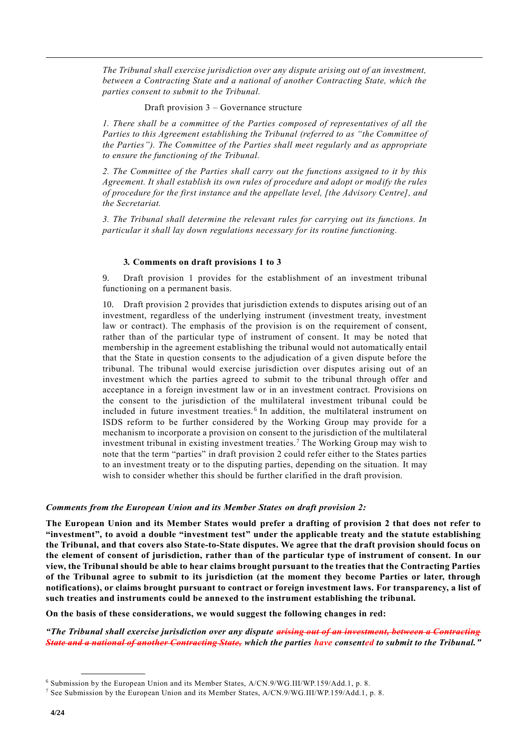*The Tribunal shall exercise jurisdiction over any dispute arising out of an investment, between a Contracting State and a national of another Contracting State, which the parties consent to submit to the Tribunal.*

Draft provision 3 – Governance structure

*1. There shall be a committee of the Parties composed of representatives of all the Parties to this Agreement establishing the Tribunal (referred to as "the Committee of the Parties"). The Committee of the Parties shall meet regularly and as appropriate to ensure the functioning of the Tribunal.*

*2. The Committee of the Parties shall carry out the functions assigned to it by this Agreement. It shall establish its own rules of procedure and adopt or modify the rules of procedure for the first instance and the appellate level, [the Advisory Centre], and the Secretariat.*

*3. The Tribunal shall determine the relevant rules for carrying out its functions. In particular it shall lay down regulations necessary for its routine functioning.*

### 3. Comments on draft provisions 1 to 3

9. Draft provision 1 provides for the establishment of an investment tribunal functioning on a permanent basis.

10. Draft provision 2 provides that jurisdiction extends to disputes arising out of an investment, regardless of the underlying instrument (investment treaty, investment law or contract). The emphasis of the provision is on the requirement of consent, rather than of the particular type of instrument of consent. It may be noted that membership in the agreement establishing the tribunal would not automatically entail that the State in question consents to the adjudication of a given dispute before the tribunal. The tribunal would exercise jurisdiction over disputes arising out of an investment which the parties agreed to submit to the tribunal through offer and acceptance in a foreign investment law or in an investment contract. Provisions on the consent to the jurisdiction of the multilateral investment tribunal could be included in future investment treaties.[6] In addition, the multilateral instrument on ISDS reform to be further considered by the Working Group may provide for a mechanism to incorporate a provision on consent to the jurisdiction of the multilateral investment tribunal in existing investment treaties.[7] The Working Group may wish to note that the term "parties" in draft provision 2 could refer either to the States parties to an investment treaty or to the disputing parties, depending on the situation. It may wish to consider whether this should be further clarified in the draft provision.

***Comments from the European Union and its Member States on draft provision 2:***

**The European Union and its Member States would prefer a drafting of provision 2 that does not refer to "investment", to avoid a double "investment test" under the applicable treaty and the statute establishing the Tribunal, and that covers also State-to-State disputes. We agree that the draft provision should focus on the element of consent of jurisdiction, rather than of the particular type of instrument of consent. In our view, the Tribunal should be able to hear claims brought pursuant to the treaties that the Contracting Parties of the Tribunal agree to submit to its jurisdiction (at the moment they become Parties or later, through notifications), or claims brought pursuant to contract or foreign investment laws. For transparency, a list of such treaties and instruments could be annexed to the instrument establishing the tribunal.**

**On the basis of these considerations, we would suggest the following changes in red:**

***"The Tribunal shall exercise jurisdiction over any dispute ~~arising out of an investment, between a Contracting State and a national of another Contracting State,~~ which the parties have consented to submit to the Tribunal."***

---

[6] Submission by the European Union and its Member States, A/CN.9/WG.III/WP.159/Add.1, p. 8.

[7] See Submission by the European Union and its Member States, A/CN.9/WG.III/WP.159/Add.1, p. 8.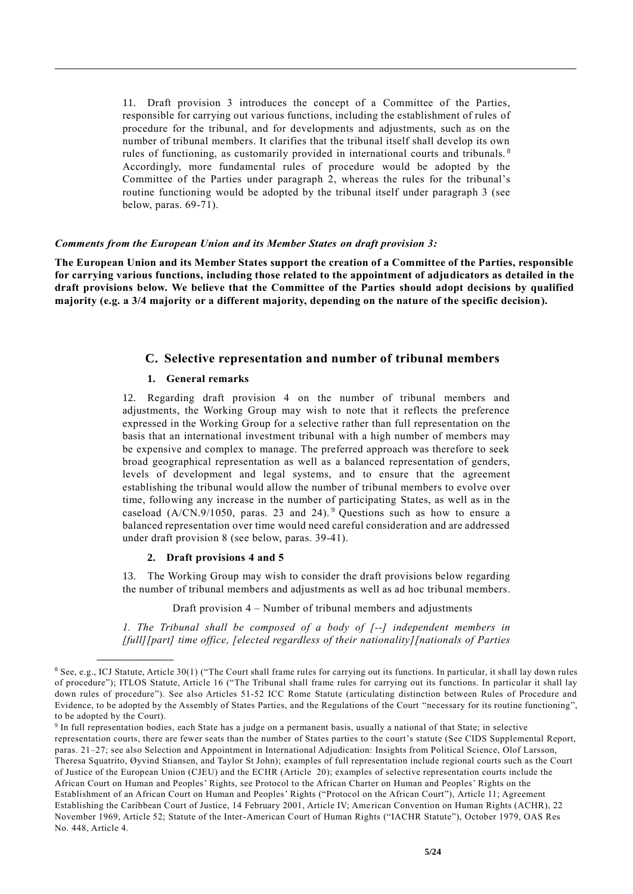11. Draft provision 3 introduces the concept of a Committee of the Parties, responsible for carrying out various functions, including the establishment of rules of procedure for the tribunal, and for developments and adjustments, such as on the number of tribunal members. It clarifies that the tribunal itself shall develop its own rules of functioning, as customarily provided in international courts and tribunals.[8] Accordingly, more fundamental rules of procedure would be adopted by the Committee of the Parties under paragraph 2, whereas the rules for the tribunal's routine functioning would be adopted by the tribunal itself under paragraph 3 (see below, paras. 69-71).

***Comments from the European Union and its Member States on draft provision 3:***

**The European Union and its Member States support the creation of a Committee of the Parties, responsible for carrying various functions, including those related to the appointment of adjudicators as detailed in the draft provisions below. We believe that the Committee of the Parties should adopt decisions by qualified majority (e.g. a 3/4 majority or a different majority, depending on the nature of the specific decision).**

## C. Selective representation and number of tribunal members

### 1. General remarks

12. Regarding draft provision 4 on the number of tribunal members and adjustments, the Working Group may wish to note that it reflects the preference expressed in the Working Group for a selective rather than full representation on the basis that an international investment tribunal with a high number of members may be expensive and complex to manage. The preferred approach was therefore to seek broad geographical representation as well as a balanced representation of genders, levels of development and legal systems, and to ensure that the agreement establishing the tribunal would allow the number of tribunal members to evolve over time, following any increase in the number of participating States, as well as in the caseload (A/CN.9/1050, paras. 23 and 24).[9] Questions such as how to ensure a balanced representation over time would need careful consideration and are addressed under draft provision 8 (see below, paras. 39-41).

### 2. Draft provisions 4 and 5

13. The Working Group may wish to consider the draft provisions below regarding the number of tribunal members and adjustments as well as ad hoc tribunal members.

Draft provision 4 – Number of tribunal members and adjustments

*1. The Tribunal shall be composed of a body of [--] independent members in [full][part] time office, [elected regardless of their nationality][nationals of Parties*

---

[8] See, e.g., ICJ Statute, Article 30(1) ("The Court shall frame rules for carrying out its functions. In particular, it shall lay down rules of procedure"); ITLOS Statute, Article 16 ("The Tribunal shall frame rules for carrying out its functions. In particular it shall lay down rules of procedure"). See also Articles 51-52 ICC Rome Statute (articulating distinction between Rules of Procedure and Evidence, to be adopted by the Assembly of States Parties, and the Regulations of the Court "necessary for its routine functioning", to be adopted by the Court).

[9] In full representation bodies, each State has a judge on a permanent basis, usually a national of that State; in selective representation courts, there are fewer seats than the number of States parties to the court's statute (See CIDS Supplemental Report, paras. 21–27; see also Selection and Appointment in International Adjudication: Insights from Political Science, Olof Larsson, Theresa Squatrito, Øyvind Stiansen, and Taylor St John); examples of full representation include regional courts such as the Court of Justice of the European Union (CJEU) and the ECHR (Article 20); examples of selective representation courts include the African Court on Human and Peoples' Rights, see Protocol to the African Charter on Human and Peoples' Rights on the Establishment of an African Court on Human and Peoples' Rights ("Protocol on the African Court"), Article 11; Agreement Establishing the Caribbean Court of Justice, 14 February 2001, Article IV; American Convention on Human Rights (ACHR), 22 November 1969, Article 52; Statute of the Inter-American Court of Human Rights ("IACHR Statute"), October 1979, OAS Res No. 448, Article 4.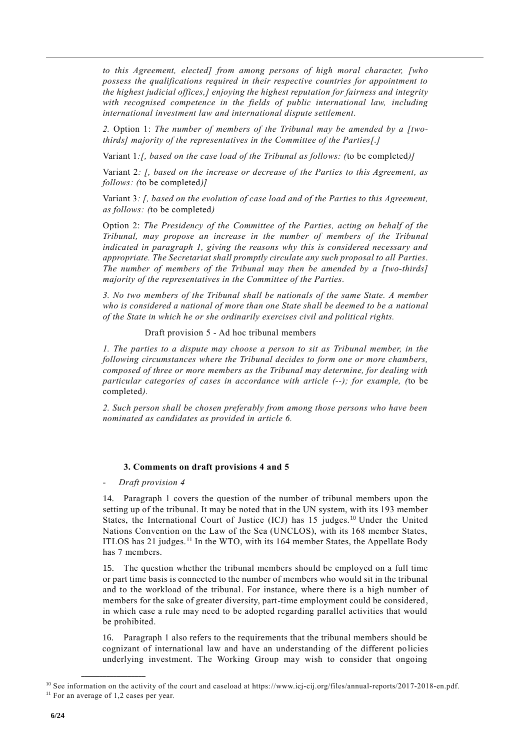*to this Agreement, elected] from among persons of high moral character, [who possess the qualifications required in their respective countries for appointment to the highest judicial offices,] enjoying the highest reputation for fairness and integrity with recognised competence in the fields of public international law, including international investment law and international dispute settlement.*

*2.* Option 1: *The number of members of the Tribunal may be amended by a [two-thirds] majority of the representatives in the Committee of the Parties[.]*

Variant 1*:[, based on the case load of the Tribunal as follows: (*to be completed*)]*

Variant 2*: [, based on the increase or decrease of the Parties to this Agreement, as follows: (*to be completed*)]*

Variant 3*: [, based on the evolution of case load and of the Parties to this Agreement, as follows: (*to be completed*)*

Option 2: *The Presidency of the Committee of the Parties, acting on behalf of the Tribunal, may propose an increase in the number of members of the Tribunal indicated in paragraph 1, giving the reasons why this is considered necessary and appropriate. The Secretariat shall promptly circulate any such proposal to all Parties. The number of members of the Tribunal may then be amended by a [two-thirds] majority of the representatives in the Committee of the Parties.*

*3. No two members of the Tribunal shall be nationals of the same State. A member who is considered a national of more than one State shall be deemed to be a national of the State in which he or she ordinarily exercises civil and political rights.*

Draft provision 5 - Ad hoc tribunal members

*1. The parties to a dispute may choose a person to sit as Tribunal member, in the following circumstances where the Tribunal decides to form one or more chambers, composed of three or more members as the Tribunal may determine, for dealing with particular categories of cases in accordance with article (--); for example, (*to be completed*).*

*2. Such person shall be chosen preferably from among those persons who have been nominated as candidates as provided in article 6.*

### 3. Comments on draft provisions 4 and 5

- *Draft provision 4*

14. Paragraph 1 covers the question of the number of tribunal members upon the setting up of the tribunal. It may be noted that in the UN system, with its 193 member States, the International Court of Justice (ICJ) has 15 judges.[10] Under the United Nations Convention on the Law of the Sea (UNCLOS), with its 168 member States, ITLOS has 21 judges.[11] In the WTO, with its 164 member States, the Appellate Body has 7 members.

15. The question whether the tribunal members should be employed on a full time or part time basis is connected to the number of members who would sit in the tribunal and to the workload of the tribunal. For instance, where there is a high number of members for the sake of greater diversity, part-time employment could be considered, in which case a rule may need to be adopted regarding parallel activities that would be prohibited.

16. Paragraph 1 also refers to the requirements that the tribunal members should be cognizant of international law and have an understanding of the different policies underlying investment. The Working Group may wish to consider that ongoing

---

[10] See information on the activity of the court and caseload at https://www.icj-cij.org/files/annual-reports/2017-2018-en.pdf.

[11] For an average of 1,2 cases per year.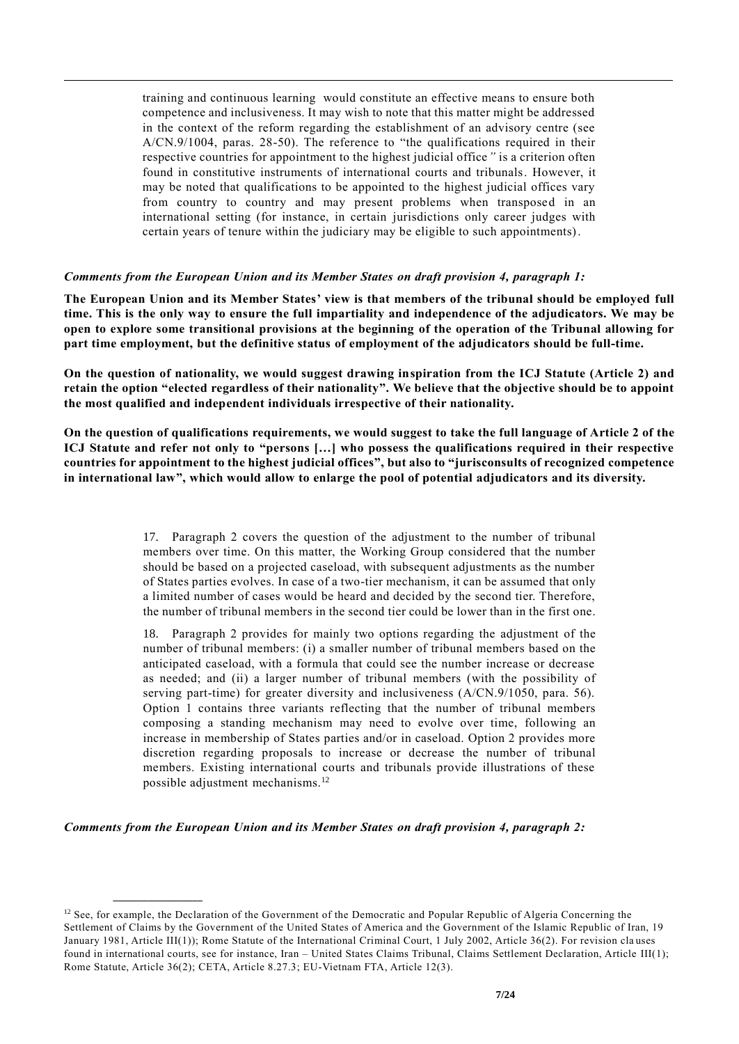training and continuous learning would constitute an effective means to ensure both competence and inclusiveness. It may wish to note that this matter might be addressed in the context of the reform regarding the establishment of an advisory centre (see A/CN.9/1004, paras. 28-50). The reference to "the qualifications required in their respective countries for appointment to the highest judicial office" is a criterion often found in constitutive instruments of international courts and tribunals. However, it may be noted that qualifications to be appointed to the highest judicial offices vary from country to country and may present problems when transposed in an international setting (for instance, in certain jurisdictions only career judges with certain years of tenure within the judiciary may be eligible to such appointments).

***Comments from the European Union and its Member States on draft provision 4, paragraph 1:***

**The European Union and its Member States' view is that members of the tribunal should be employed full time. This is the only way to ensure the full impartiality and independence of the adjudicators. We may be open to explore some transitional provisions at the beginning of the operation of the Tribunal allowing for part time employment, but the definitive status of employment of the adjudicators should be full-time.**

**On the question of nationality, we would suggest drawing inspiration from the ICJ Statute (Article 2) and retain the option "elected regardless of their nationality". We believe that the objective should be to appoint the most qualified and independent individuals irrespective of their nationality.**

**On the question of qualifications requirements, we would suggest to take the full language of Article 2 of the ICJ Statute and refer not only to "persons […] who possess the qualifications required in their respective countries for appointment to the highest judicial offices", but also to "jurisconsults of recognized competence in international law", which would allow to enlarge the pool of potential adjudicators and its diversity.**

17. Paragraph 2 covers the question of the adjustment to the number of tribunal members over time. On this matter, the Working Group considered that the number should be based on a projected caseload, with subsequent adjustments as the number of States parties evolves. In case of a two-tier mechanism, it can be assumed that only a limited number of cases would be heard and decided by the second tier. Therefore, the number of tribunal members in the second tier could be lower than in the first one.

18. Paragraph 2 provides for mainly two options regarding the adjustment of the number of tribunal members: (i) a smaller number of tribunal members based on the anticipated caseload, with a formula that could see the number increase or decrease as needed; and (ii) a larger number of tribunal members (with the possibility of serving part-time) for greater diversity and inclusiveness (A/CN.9/1050, para. 56). Option 1 contains three variants reflecting that the number of tribunal members composing a standing mechanism may need to evolve over time, following an increase in membership of States parties and/or in caseload. Option 2 provides more discretion regarding proposals to increase or decrease the number of tribunal members. Existing international courts and tribunals provide illustrations of these possible adjustment mechanisms.[12]

***Comments from the European Union and its Member States on draft provision 4, paragraph 2:***

---

[12] See, for example, the Declaration of the Government of the Democratic and Popular Republic of Algeria Concerning the Settlement of Claims by the Government of the United States of America and the Government of the Islamic Republic of Iran, 19 January 1981, Article III(1)); Rome Statute of the International Criminal Court, 1 July 2002, Article 36(2). For revision clauses found in international courts, see for instance, Iran – United States Claims Tribunal, Claims Settlement Declaration, Article III(1); Rome Statute, Article 36(2); CETA, Article 8.27.3; EU-Vietnam FTA, Article 12(3).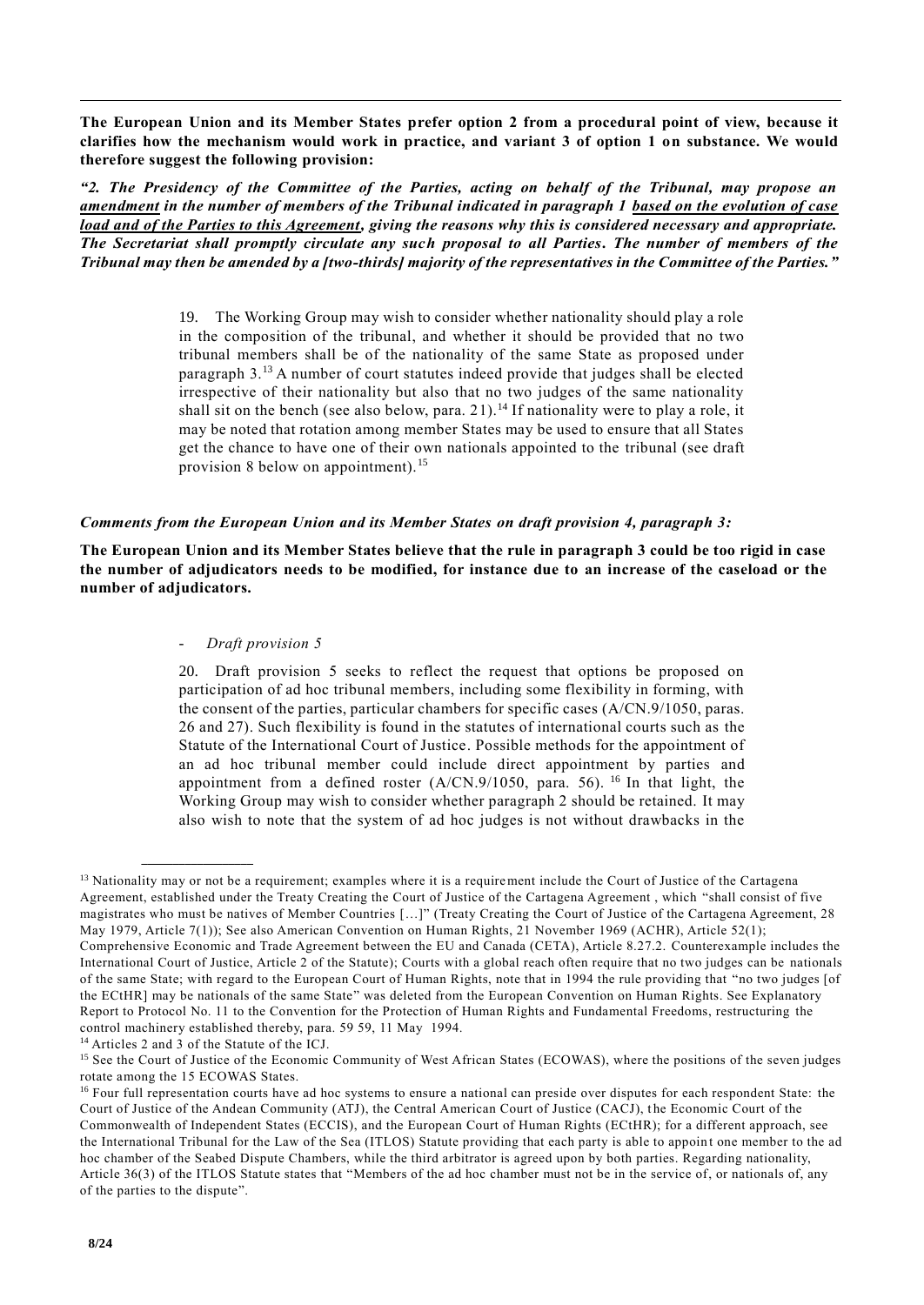**The European Union and its Member States prefer option 2 from a procedural point of view, because it clarifies how the mechanism would work in practice, and variant 3 of option 1 on substance. We would therefore suggest the following provision:**

***"2. The Presidency of the Committee of the Parties, acting on behalf of the Tribunal, may propose an <u>amendment</u> in the number of members of the Tribunal indicated in paragraph 1 <u>based on the evolution of case load and of the Parties to this Agreement</u>, giving the reasons why this is considered necessary and appropriate. The Secretariat shall promptly circulate any such proposal to all Parties. The number of members of the Tribunal may then be amended by a [two-thirds] majority of the representatives in the Committee of the Parties."***

19. The Working Group may wish to consider whether nationality should play a role in the composition of the tribunal, and whether it should be provided that no two tribunal members shall be of the nationality of the same State as proposed under paragraph 3.[13] A number of court statutes indeed provide that judges shall be elected irrespective of their nationality but also that no two judges of the same nationality shall sit on the bench (see also below, para. 21).[14] If nationality were to play a role, it may be noted that rotation among member States may be used to ensure that all States get the chance to have one of their own nationals appointed to the tribunal (see draft provision 8 below on appointment).[15]

***Comments from the European Union and its Member States on draft provision 4, paragraph 3:***

**The European Union and its Member States believe that the rule in paragraph 3 could be too rigid in case the number of adjudicators needs to be modified, for instance due to an increase of the caseload or the number of adjudicators.**

- *Draft provision 5*

20. Draft provision 5 seeks to reflect the request that options be proposed on participation of ad hoc tribunal members, including some flexibility in forming, with the consent of the parties, particular chambers for specific cases (A/CN.9/1050, paras. 26 and 27). Such flexibility is found in the statutes of international courts such as the Statute of the International Court of Justice. Possible methods for the appointment of an ad hoc tribunal member could include direct appointment by parties and appointment from a defined roster (A/CN.9/1050, para. 56).[16] In that light, the Working Group may wish to consider whether paragraph 2 should be retained. It may also wish to note that the system of ad hoc judges is not without drawbacks in the

---

[13] Nationality may or not be a requirement; examples where it is a requirement include the Court of Justice of the Cartagena Agreement, established under the Treaty Creating the Court of Justice of the Cartagena Agreement , which "shall consist of five magistrates who must be natives of Member Countries […]" (Treaty Creating the Court of Justice of the Cartagena Agreement, 28 May 1979, Article 7(1)); See also American Convention on Human Rights, 21 November 1969 (ACHR), Article 52(1); Comprehensive Economic and Trade Agreement between the EU and Canada (CETA), Article 8.27.2. Counterexample includes the International Court of Justice, Article 2 of the Statute); Courts with a global reach often require that no two judges can be nationals of the same State; with regard to the European Court of Human Rights, note that in 1994 the rule providing that "no two judges [of the ECtHR] may be nationals of the same State" was deleted from the European Convention on Human Rights. See Explanatory Report to Protocol No. 11 to the Convention for the Protection of Human Rights and Fundamental Freedoms, restructuring the control machinery established thereby, para. 59 59, 11 May 1994.

[14] Articles 2 and 3 of the Statute of the ICJ.

[15] See the Court of Justice of the Economic Community of West African States (ECOWAS), where the positions of the seven judges rotate among the 15 ECOWAS States.

[16] Four full representation courts have ad hoc systems to ensure a national can preside over disputes for each respondent State: the Court of Justice of the Andean Community (ATJ), the Central American Court of Justice (CACJ), the Economic Court of the Commonwealth of Independent States (ECCIS), and the European Court of Human Rights (ECtHR); for a different approach, see the International Tribunal for the Law of the Sea (ITLOS) Statute providing that each party is able to appoint one member to the ad hoc chamber of the Seabed Dispute Chambers, while the third arbitrator is agreed upon by both parties. Regarding nationality, Article 36(3) of the ITLOS Statute states that "Members of the ad hoc chamber must not be in the service of, or nationals of, any of the parties to the dispute".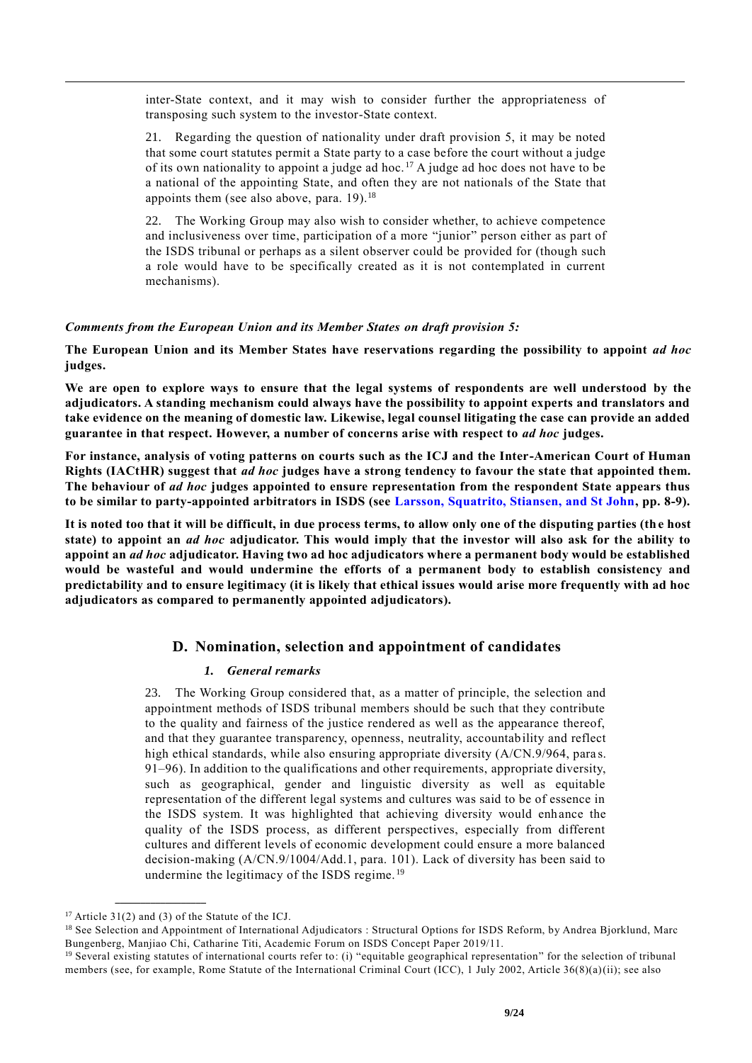inter-State context, and it may wish to consider further the appropriateness of transposing such system to the investor-State context.

21. Regarding the question of nationality under draft provision 5, it may be noted that some court statutes permit a State party to a case before the court without a judge of its own nationality to appoint a judge ad hoc.[17] A judge ad hoc does not have to be a national of the appointing State, and often they are not nationals of the State that appoints them (see also above, para. 19).[18]

22. The Working Group may also wish to consider whether, to achieve competence and inclusiveness over time, participation of a more "junior" person either as part of the ISDS tribunal or perhaps as a silent observer could be provided for (though such a role would have to be specifically created as it is not contemplated in current mechanisms).

***Comments from the European Union and its Member States on draft provision 5:***

**The European Union and its Member States have reservations regarding the possibility to appoint *ad hoc* judges.**

**We are open to explore ways to ensure that the legal systems of respondents are well understood by the adjudicators. A standing mechanism could always have the possibility to appoint experts and translators and take evidence on the meaning of domestic law. Likewise, legal counsel litigating the case can provide an added guarantee in that respect. However, a number of concerns arise with respect to *ad hoc* judges.**

**For instance, analysis of voting patterns on courts such as the ICJ and the Inter-American Court of Human Rights (IACtHR) suggest that *ad hoc* judges have a strong tendency to favour the state that appointed them. The behaviour of *ad hoc* judges appointed to ensure representation from the respondent State appears thus to be similar to party-appointed arbitrators in ISDS (see Larsson, Squatrito, Stiansen, and St John, pp. 8-9).**

**It is noted too that it will be difficult, in due process terms, to allow only one of the disputing parties (the host state) to appoint an *ad hoc* adjudicator. This would imply that the investor will also ask for the ability to appoint an *ad hoc* adjudicator. Having two ad hoc adjudicators where a permanent body would be established would be wasteful and would undermine the efforts of a permanent body to establish consistency and predictability and to ensure legitimacy (it is likely that ethical issues would arise more frequently with ad hoc adjudicators as compared to permanently appointed adjudicators).**

## D. Nomination, selection and appointment of candidates

### *1. General remarks*

23. The Working Group considered that, as a matter of principle, the selection and appointment methods of ISDS tribunal members should be such that they contribute to the quality and fairness of the justice rendered as well as the appearance thereof, and that they guarantee transparency, openness, neutrality, accountability and reflect high ethical standards, while also ensuring appropriate diversity (A/CN.9/964, paras. 91–96). In addition to the qualifications and other requirements, appropriate diversity, such as geographical, gender and linguistic diversity as well as equitable representation of the different legal systems and cultures was said to be of essence in the ISDS system. It was highlighted that achieving diversity would enhance the quality of the ISDS process, as different perspectives, especially from different cultures and different levels of economic development could ensure a more balanced decision-making (A/CN.9/1004/Add.1, para. 101). Lack of diversity has been said to undermine the legitimacy of the ISDS regime.[19]

---

[17] Article 31(2) and (3) of the Statute of the ICJ.

[18] See Selection and Appointment of International Adjudicators : Structural Options for ISDS Reform, by Andrea Bjorklund, Marc Bungenberg, Manjiao Chi, Catharine Titi, Academic Forum on ISDS Concept Paper 2019/11.

[19] Several existing statutes of international courts refer to: (i) "equitable geographical representation" for the selection of tribunal members (see, for example, Rome Statute of the International Criminal Court (ICC), 1 July 2002, Article 36(8)(a)(ii); see also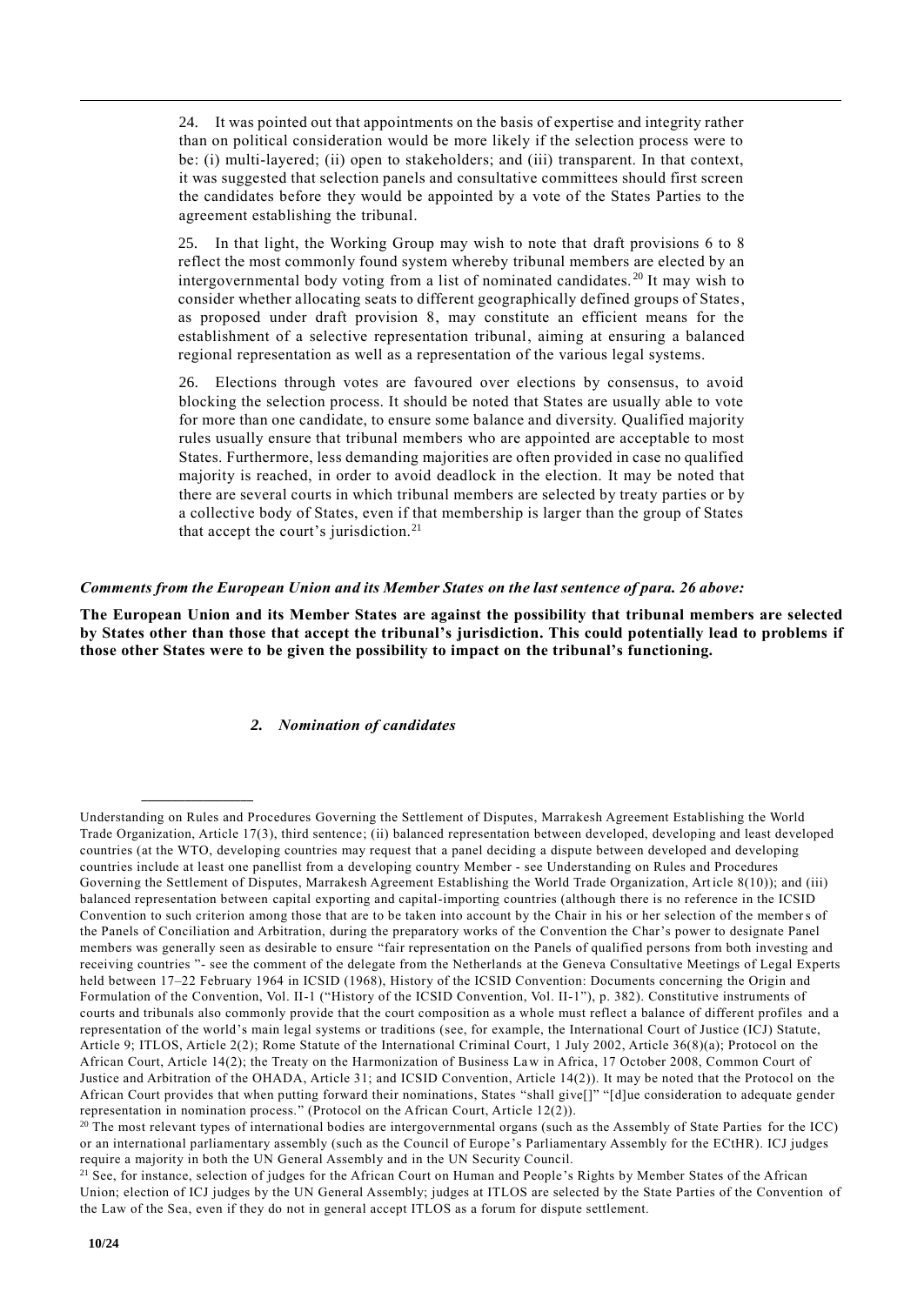24. It was pointed out that appointments on the basis of expertise and integrity rather than on political consideration would be more likely if the selection process were to be: (i) multi-layered; (ii) open to stakeholders; and (iii) transparent. In that context, it was suggested that selection panels and consultative committees should first screen the candidates before they would be appointed by a vote of the States Parties to the agreement establishing the tribunal.

25. In that light, the Working Group may wish to note that draft provisions 6 to 8 reflect the most commonly found system whereby tribunal members are elected by an intergovernmental body voting from a list of nominated candidates.[20] It may wish to consider whether allocating seats to different geographically defined groups of States, as proposed under draft provision 8, may constitute an efficient means for the establishment of a selective representation tribunal, aiming at ensuring a balanced regional representation as well as a representation of the various legal systems.

26. Elections through votes are favoured over elections by consensus, to avoid blocking the selection process. It should be noted that States are usually able to vote for more than one candidate, to ensure some balance and diversity. Qualified majority rules usually ensure that tribunal members who are appointed are acceptable to most States. Furthermore, less demanding majorities are often provided in case no qualified majority is reached, in order to avoid deadlock in the election. It may be noted that there are several courts in which tribunal members are selected by treaty parties or by a collective body of States, even if that membership is larger than the group of States that accept the court's jurisdiction.[21]

***Comments from the European Union and its Member States on the last sentence of para. 26 above:***

**The European Union and its Member States are against the possibility that tribunal members are selected by States other than those that accept the tribunal's jurisdiction. This could potentially lead to problems if those other States were to be given the possibility to impact on the tribunal's functioning.**

### *2. Nomination of candidates*

---

Understanding on Rules and Procedures Governing the Settlement of Disputes, Marrakesh Agreement Establishing the World Trade Organization, Article 17(3), third sentence; (ii) balanced representation between developed, developing and least developed countries (at the WTO, developing countries may request that a panel deciding a dispute between developed and developing countries include at least one panellist from a developing country Member - see Understanding on Rules and Procedures Governing the Settlement of Disputes, Marrakesh Agreement Establishing the World Trade Organization, Article 8(10)); and (iii) balanced representation between capital exporting and capital-importing countries (although there is no reference in the ICSID Convention to such criterion among those that are to be taken into account by the Chair in his or her selection of the members of the Panels of Conciliation and Arbitration, during the preparatory works of the Convention the Char's power to designate Panel members was generally seen as desirable to ensure "fair representation on the Panels of qualified persons from both investing and receiving countries "- see the comment of the delegate from the Netherlands at the Geneva Consultative Meetings of Legal Experts held between 17–22 February 1964 in ICSID (1968), History of the ICSID Convention: Documents concerning the Origin and Formulation of the Convention, Vol. II-1 ("History of the ICSID Convention, Vol. II-1"), p. 382). Constitutive instruments of courts and tribunals also commonly provide that the court composition as a whole must reflect a balance of different profiles and a representation of the world's main legal systems or traditions (see, for example, the International Court of Justice (ICJ) Statute, Article 9; ITLOS, Article 2(2); Rome Statute of the International Criminal Court, 1 July 2002, Article 36(8)(a); Protocol on the African Court, Article 14(2); the Treaty on the Harmonization of Business Law in Africa, 17 October 2008, Common Court of Justice and Arbitration of the OHADA, Article 31; and ICSID Convention, Article 14(2)). It may be noted that the Protocol on the African Court provides that when putting forward their nominations, States "shall give[]" "[d]ue consideration to adequate gender representation in nomination process." (Protocol on the African Court, Article 12(2)).

[20] The most relevant types of international bodies are intergovernmental organs (such as the Assembly of State Parties for the ICC) or an international parliamentary assembly (such as the Council of Europe's Parliamentary Assembly for the ECtHR). ICJ judges require a majority in both the UN General Assembly and in the UN Security Council.

[21] See, for instance, selection of judges for the African Court on Human and People's Rights by Member States of the African Union; election of ICJ judges by the UN General Assembly; judges at ITLOS are selected by the State Parties of the Convention of the Law of the Sea, even if they do not in general accept ITLOS as a forum for dispute settlement.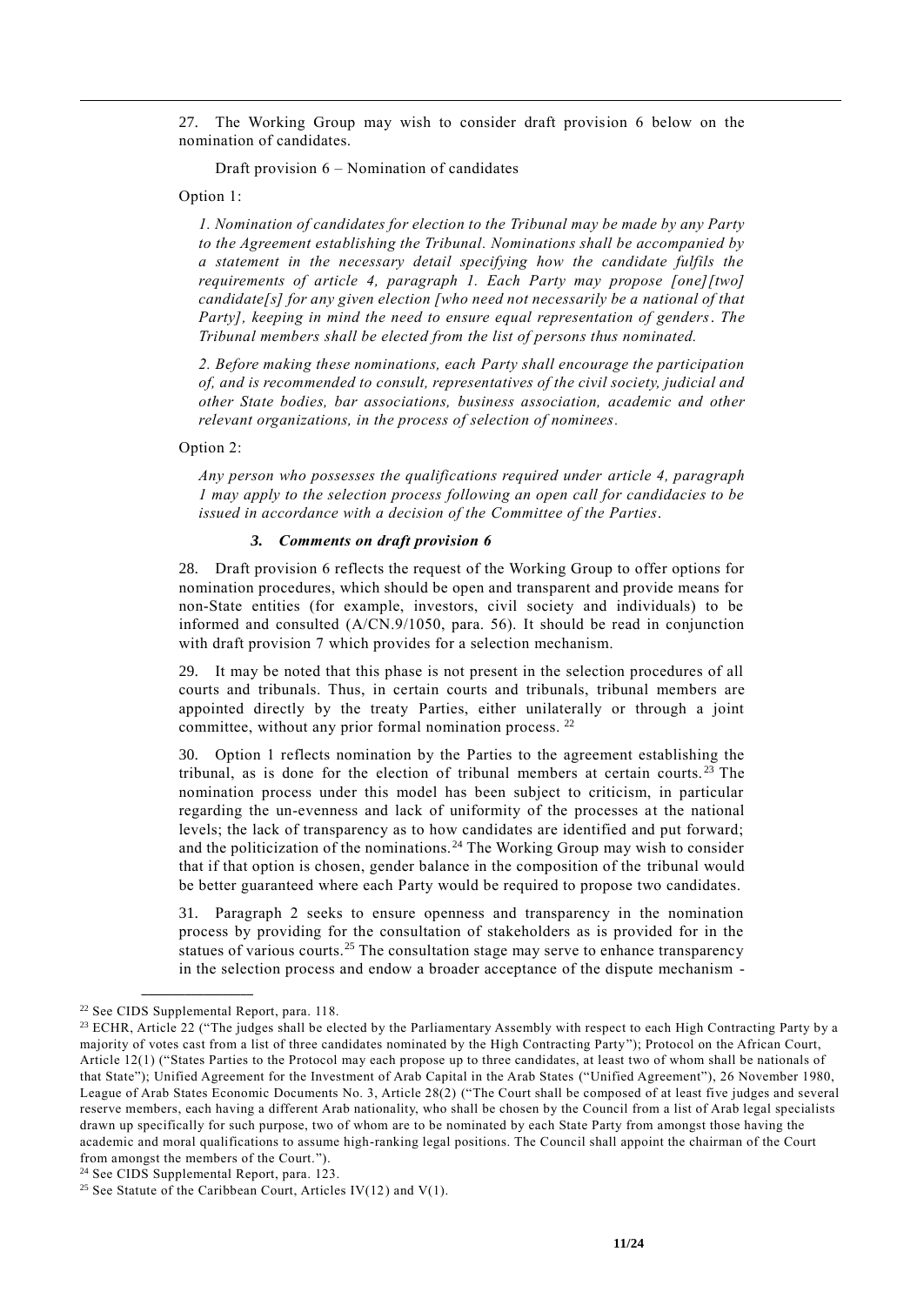27. The Working Group may wish to consider draft provision 6 below on the nomination of candidates.

Draft provision 6 – Nomination of candidates

Option 1:

*1. Nomination of candidates for election to the Tribunal may be made by any Party to the Agreement establishing the Tribunal. Nominations shall be accompanied by a statement in the necessary detail specifying how the candidate fulfils the requirements of article 4, paragraph 1. Each Party may propose [one][two] candidate[s] for any given election [who need not necessarily be a national of that Party], keeping in mind the need to ensure equal representation of genders. The Tribunal members shall be elected from the list of persons thus nominated.*

*2. Before making these nominations, each Party shall encourage the participation of, and is recommended to consult, representatives of the civil society, judicial and other State bodies, bar associations, business association, academic and other relevant organizations, in the process of selection of nominees.*

Option 2:

*Any person who possesses the qualifications required under article 4, paragraph 1 may apply to the selection process following an open call for candidacies to be issued in accordance with a decision of the Committee of the Parties.*

### *3. Comments on draft provision 6*

28. Draft provision 6 reflects the request of the Working Group to offer options for nomination procedures, which should be open and transparent and provide means for non-State entities (for example, investors, civil society and individuals) to be informed and consulted (A/CN.9/1050, para. 56). It should be read in conjunction with draft provision 7 which provides for a selection mechanism.

29. It may be noted that this phase is not present in the selection procedures of all courts and tribunals. Thus, in certain courts and tribunals, tribunal members are appointed directly by the treaty Parties, either unilaterally or through a joint committee, without any prior formal nomination process. [22]

30. Option 1 reflects nomination by the Parties to the agreement establishing the tribunal, as is done for the election of tribunal members at certain courts.[23] The nomination process under this model has been subject to criticism, in particular regarding the un-evenness and lack of uniformity of the processes at the national levels; the lack of transparency as to how candidates are identified and put forward; and the politicization of the nominations.[24] The Working Group may wish to consider that if that option is chosen, gender balance in the composition of the tribunal would be better guaranteed where each Party would be required to propose two candidates.

31. Paragraph 2 seeks to ensure openness and transparency in the nomination process by providing for the consultation of stakeholders as is provided for in the statues of various courts.[25] The consultation stage may serve to enhance transparency in the selection process and endow a broader acceptance of the dispute mechanism -

---

[22] See CIDS Supplemental Report, para. 118.

[23] ECHR, Article 22 ("The judges shall be elected by the Parliamentary Assembly with respect to each High Contracting Party by a majority of votes cast from a list of three candidates nominated by the High Contracting Party"); Protocol on the African Court, Article 12(1) ("States Parties to the Protocol may each propose up to three candidates, at least two of whom shall be nationals of that State"); Unified Agreement for the Investment of Arab Capital in the Arab States ("Unified Agreement"), 26 November 1980, League of Arab States Economic Documents No. 3, Article 28(2) ("The Court shall be composed of at least five judges and several reserve members, each having a different Arab nationality, who shall be chosen by the Council from a list of Arab legal specialists drawn up specifically for such purpose, two of whom are to be nominated by each State Party from amongst those having the academic and moral qualifications to assume high-ranking legal positions. The Council shall appoint the chairman of the Court from amongst the members of the Court.").

[24] See CIDS Supplemental Report, para. 123.

[25] See Statute of the Caribbean Court, Articles IV(12) and V(1).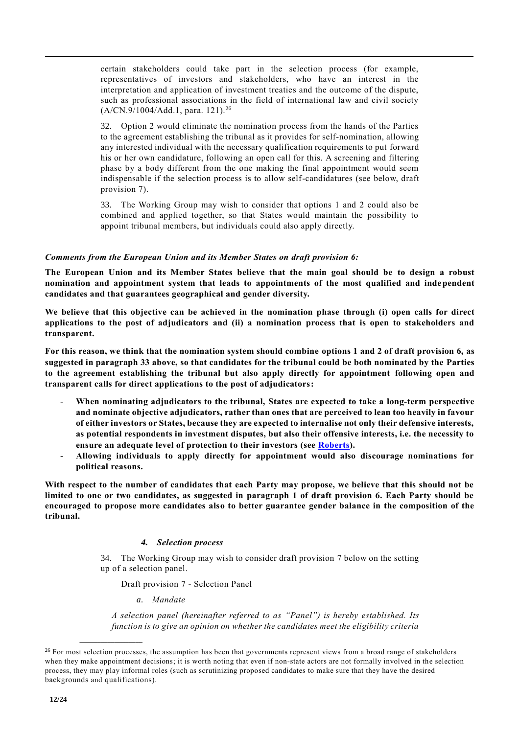certain stakeholders could take part in the selection process (for example, representatives of investors and stakeholders, who have an interest in the interpretation and application of investment treaties and the outcome of the dispute, such as professional associations in the field of international law and civil society (A/CN.9/1004/Add.1, para. 121).[26]

32. Option 2 would eliminate the nomination process from the hands of the Parties to the agreement establishing the tribunal as it provides for self-nomination, allowing any interested individual with the necessary qualification requirements to put forward his or her own candidature, following an open call for this. A screening and filtering phase by a body different from the one making the final appointment would seem indispensable if the selection process is to allow self-candidatures (see below, draft provision 7).

33. The Working Group may wish to consider that options 1 and 2 could also be combined and applied together, so that States would maintain the possibility to appoint tribunal members, but individuals could also apply directly.

***Comments from the European Union and its Member States on draft provision 6:***

**The European Union and its Member States believe that the main goal should be to design a robust nomination and appointment system that leads to appointments of the most qualified and independent candidates and that guarantees geographical and gender diversity.**

**We believe that this objective can be achieved in the nomination phase through (i) open calls for direct applications to the post of adjudicators and (ii) a nomination process that is open to stakeholders and transparent.**

**For this reason, we think that the nomination system should combine options 1 and 2 of draft provision 6, as suggested in paragraph 33 above, so that candidates for the tribunal could be both nominated by the Parties to the agreement establishing the tribunal but also apply directly for appointment following open and transparent calls for direct applications to the post of adjudicators:**

- **When nominating adjudicators to the tribunal, States are expected to take a long-term perspective and nominate objective adjudicators, rather than ones that are perceived to lean too heavily in favour of either investors or States, because they are expected to internalise not only their defensive interests, as potential respondents in investment disputes, but also their offensive interests, i.e. the necessity to ensure an adequate level of protection to their investors (see Roberts).**
- **Allowing individuals to apply directly for appointment would also discourage nominations for political reasons.**

**With respect to the number of candidates that each Party may propose, we believe that this should not be limited to one or two candidates, as suggested in paragraph 1 of draft provision 6. Each Party should be encouraged to propose more candidates also to better guarantee gender balance in the composition of the tribunal.**

#### *4. Selection process*

34. The Working Group may wish to consider draft provision 7 below on the setting up of a selection panel.

Draft provision 7 - Selection Panel

*a. Mandate*

*A selection panel (hereinafter referred to as "Panel") is hereby established. Its function is to give an opinion on whether the candidates meet the eligibility criteria*

---

[26] For most selection processes, the assumption has been that governments represent views from a broad range of stakeholders when they make appointment decisions; it is worth noting that even if non-state actors are not formally involved in the selection process, they may play informal roles (such as scrutinizing proposed candidates to make sure that they have the desired backgrounds and qualifications).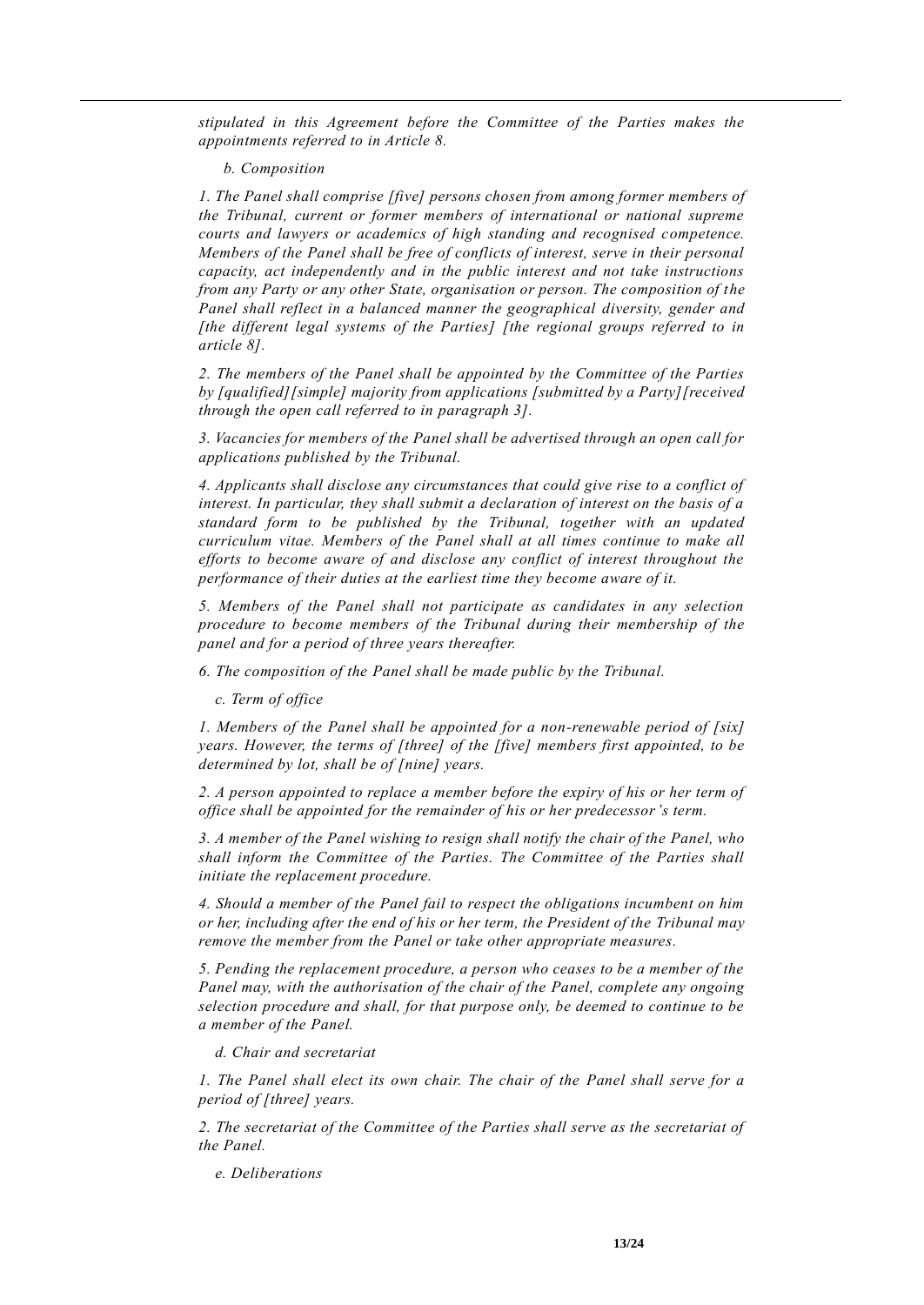*stipulated in this Agreement before the Committee of the Parties makes the appointments referred to in Article 8.*

*b. Composition*

*1. The Panel shall comprise [five] persons chosen from among former members of the Tribunal, current or former members of international or national supreme courts and lawyers or academics of high standing and recognised competence. Members of the Panel shall be free of conflicts of interest, serve in their personal capacity, act independently and in the public interest and not take instructions from any Party or any other State, organisation or person. The composition of the Panel shall reflect in a balanced manner the geographical diversity, gender and [the different legal systems of the Parties] [the regional groups referred to in article 8].*

*2. The members of the Panel shall be appointed by the Committee of the Parties by [qualified][simple] majority from applications [submitted by a Party][received through the open call referred to in paragraph 3].*

*3. Vacancies for members of the Panel shall be advertised through an open call for applications published by the Tribunal.*

*4. Applicants shall disclose any circumstances that could give rise to a conflict of interest. In particular, they shall submit a declaration of interest on the basis of a standard form to be published by the Tribunal, together with an updated curriculum vitae. Members of the Panel shall at all times continue to make all efforts to become aware of and disclose any conflict of interest throughout the performance of their duties at the earliest time they become aware of it.*

*5. Members of the Panel shall not participate as candidates in any selection procedure to become members of the Tribunal during their membership of the panel and for a period of three years thereafter.*

*6. The composition of the Panel shall be made public by the Tribunal.*

*c. Term of office*

*1. Members of the Panel shall be appointed for a non-renewable period of [six] years. However, the terms of [three] of the [five] members first appointed, to be determined by lot, shall be of [nine] years.*

*2. A person appointed to replace a member before the expiry of his or her term of office shall be appointed for the remainder of his or her predecessor's term.*

*3. A member of the Panel wishing to resign shall notify the chair of the Panel, who shall inform the Committee of the Parties. The Committee of the Parties shall initiate the replacement procedure.*

*4. Should a member of the Panel fail to respect the obligations incumbent on him or her, including after the end of his or her term, the President of the Tribunal may remove the member from the Panel or take other appropriate measures.*

*5. Pending the replacement procedure, a person who ceases to be a member of the Panel may, with the authorisation of the chair of the Panel, complete any ongoing selection procedure and shall, for that purpose only, be deemed to continue to be a member of the Panel.*

*d. Chair and secretariat*

*1. The Panel shall elect its own chair. The chair of the Panel shall serve for a period of [three] years.*

*2. The secretariat of the Committee of the Parties shall serve as the secretariat of the Panel.*

*e. Deliberations*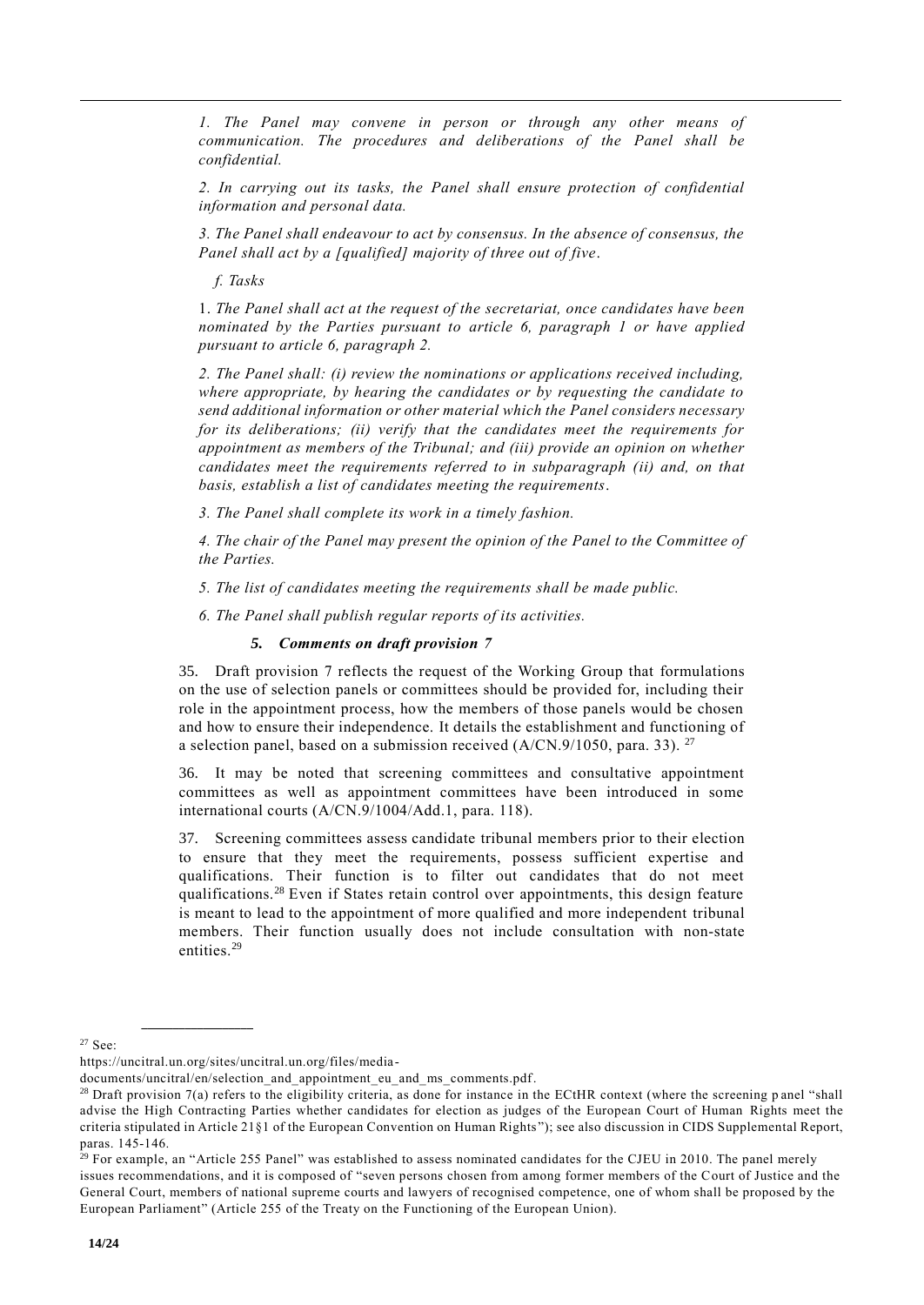*1. The Panel may convene in person or through any other means of communication. The procedures and deliberations of the Panel shall be confidential.*

*2. In carrying out its tasks, the Panel shall ensure protection of confidential information and personal data.*

*3. The Panel shall endeavour to act by consensus. In the absence of consensus, the Panel shall act by a [qualified] majority of three out of five.*

*f. Tasks*

1. *The Panel shall act at the request of the secretariat, once candidates have been nominated by the Parties pursuant to article 6, paragraph 1 or have applied pursuant to article 6, paragraph 2.*

*2. The Panel shall: (i) review the nominations or applications received including, where appropriate, by hearing the candidates or by requesting the candidate to send additional information or other material which the Panel considers necessary for its deliberations; (ii) verify that the candidates meet the requirements for appointment as members of the Tribunal; and (iii) provide an opinion on whether candidates meet the requirements referred to in subparagraph (ii) and, on that basis, establish a list of candidates meeting the requirements.*

*3. The Panel shall complete its work in a timely fashion.*

*4. The chair of the Panel may present the opinion of the Panel to the Committee of the Parties.*

*5. The list of candidates meeting the requirements shall be made public.*

*6. The Panel shall publish regular reports of its activities.*

### *5. Comments on draft provision 7*

35. Draft provision 7 reflects the request of the Working Group that formulations on the use of selection panels or committees should be provided for, including their role in the appointment process, how the members of those panels would be chosen and how to ensure their independence. It details the establishment and functioning of a selection panel, based on a submission received (A/CN.9/1050, para. 33). [27]

36. It may be noted that screening committees and consultative appointment committees as well as appointment committees have been introduced in some international courts (A/CN.9/1004/Add.1, para. 118).

37. Screening committees assess candidate tribunal members prior to their election to ensure that they meet the requirements, possess sufficient expertise and qualifications. Their function is to filter out candidates that do not meet qualifications.[28] Even if States retain control over appointments, this design feature is meant to lead to the appointment of more qualified and more independent tribunal members. Their function usually does not include consultation with non-state entities.[29]

---

[27] See: https://uncitral.un.org/sites/uncitral.un.org/files/media-documents/uncitral/en/selection_and_appointment_eu_and_ms_comments.pdf.

[28] Draft provision 7(a) refers to the eligibility criteria, as done for instance in the ECtHR context (where the screening panel "shall advise the High Contracting Parties whether candidates for election as judges of the European Court of Human Rights meet the criteria stipulated in Article 21§1 of the European Convention on Human Rights"); see also discussion in CIDS Supplemental Report, paras. 145-146.

[29] For example, an "Article 255 Panel" was established to assess nominated candidates for the CJEU in 2010. The panel merely issues recommendations, and it is composed of "seven persons chosen from among former members of the Court of Justice and the General Court, members of national supreme courts and lawyers of recognised competence, one of whom shall be proposed by the European Parliament" (Article 255 of the Treaty on the Functioning of the European Union).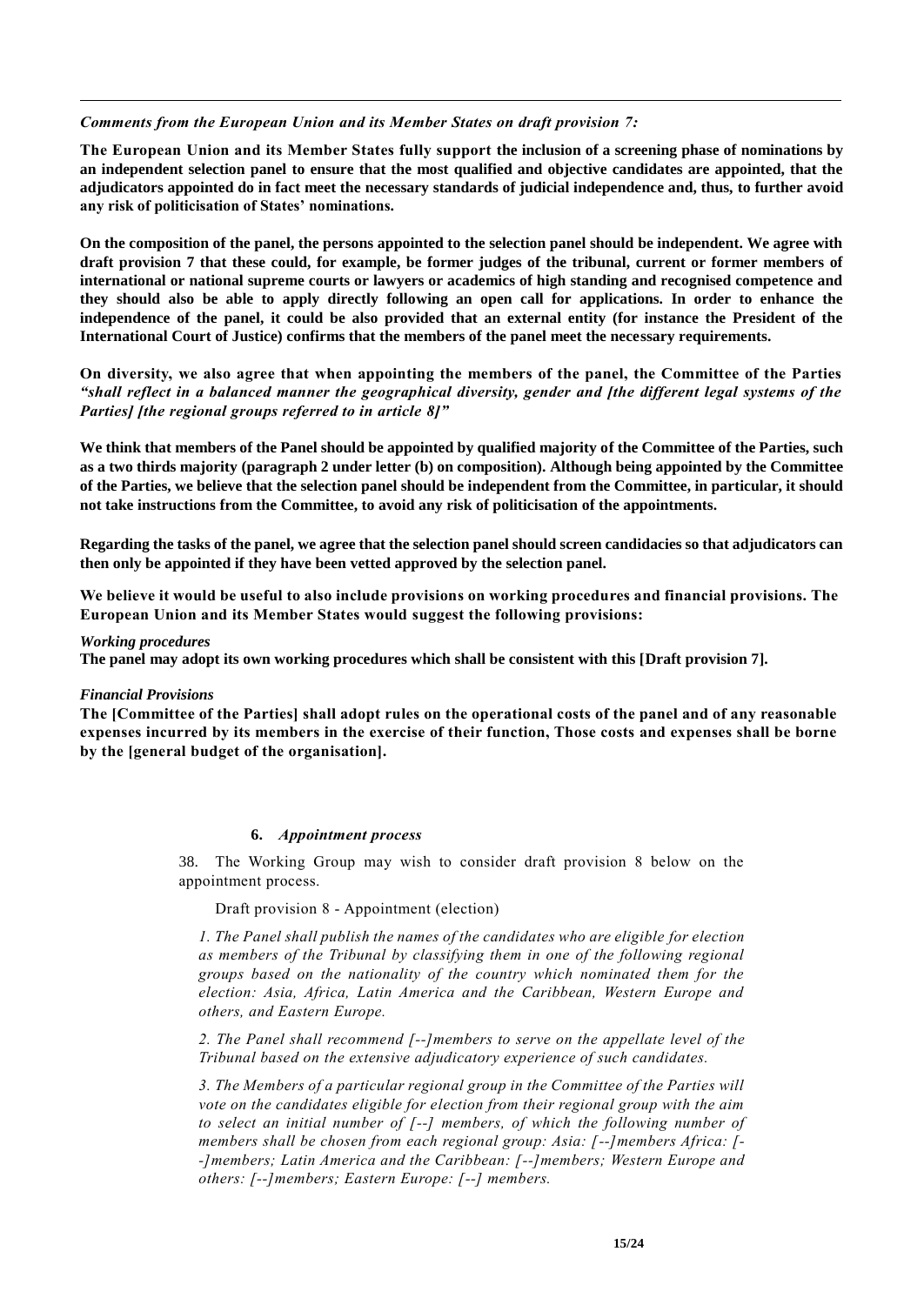***Comments from the European Union and its Member States on draft provision 7:***

**The European Union and its Member States fully support the inclusion of a screening phase of nominations by an independent selection panel to ensure that the most qualified and objective candidates are appointed, that the adjudicators appointed do in fact meet the necessary standards of judicial independence and, thus, to further avoid any risk of politicisation of States' nominations.**

**On the composition of the panel, the persons appointed to the selection panel should be independent. We agree with draft provision 7 that these could, for example, be former judges of the tribunal, current or former members of international or national supreme courts or lawyers or academics of high standing and recognised competence and they should also be able to apply directly following an open call for applications. In order to enhance the independence of the panel, it could be also provided that an external entity (for instance the President of the International Court of Justice) confirms that the members of the panel meet the necessary requirements.**

**On diversity, we also agree that when appointing the members of the panel, the Committee of the Parties *"shall reflect in a balanced manner the geographical diversity, gender and [the different legal systems of the Parties] [the regional groups referred to in article 8]"***

**We think that members of the Panel should be appointed by qualified majority of the Committee of the Parties, such as a two thirds majority (paragraph 2 under letter (b) on composition). Although being appointed by the Committee of the Parties, we believe that the selection panel should be independent from the Committee, in particular, it should not take instructions from the Committee, to avoid any risk of politicisation of the appointments.**

**Regarding the tasks of the panel, we agree that the selection panel should screen candidacies so that adjudicators can then only be appointed if they have been vetted approved by the selection panel.**

**We believe it would be useful to also include provisions on working procedures and financial provisions. The European Union and its Member States would suggest the following provisions:**

***Working procedures***
**The panel may adopt its own working procedures which shall be consistent with this [Draft provision 7].**

***Financial Provisions***
**The [Committee of the Parties] shall adopt rules on the operational costs of the panel and of any reasonable expenses incurred by its members in the exercise of their function, Those costs and expenses shall be borne by the [general budget of the organisation].**

### 6. *Appointment process*

38. The Working Group may wish to consider draft provision 8 below on the appointment process.

Draft provision 8 - Appointment (election)

*1. The Panel shall publish the names of the candidates who are eligible for election as members of the Tribunal by classifying them in one of the following regional groups based on the nationality of the country which nominated them for the election: Asia, Africa, Latin America and the Caribbean, Western Europe and others, and Eastern Europe.*

*2. The Panel shall recommend [--]members to serve on the appellate level of the Tribunal based on the extensive adjudicatory experience of such candidates.*

*3. The Members of a particular regional group in the Committee of the Parties will vote on the candidates eligible for election from their regional group with the aim to select an initial number of [--] members, of which the following number of members shall be chosen from each regional group: Asia: [--]members Africa: [--]members; Latin America and the Caribbean: [--]members; Western Europe and others: [--]members; Eastern Europe: [--] members.*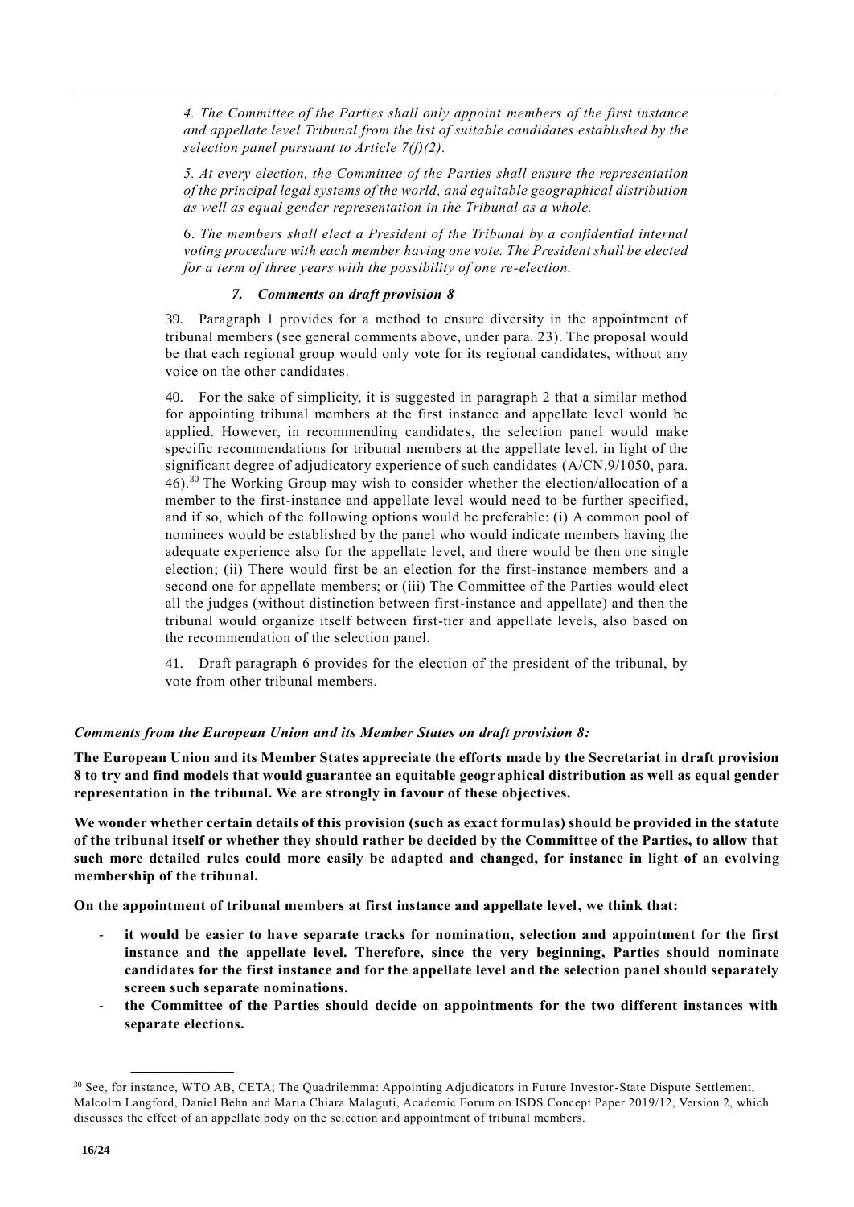*4. The Committee of the Parties shall only appoint members of the first instance and appellate level Tribunal from the list of suitable candidates established by the selection panel pursuant to Article 7(f)(2).*

*5. At every election, the Committee of the Parties shall ensure the representation of the principal legal systems of the world, and equitable geographical distribution as well as equal gender representation in the Tribunal as a whole.*

6. *The members shall elect a President of the Tribunal by a confidential internal voting procedure with each member having one vote. The President shall be elected for a term of three years with the possibility of one re-election.*

### *7. Comments on draft provision 8*

39. Paragraph 1 provides for a method to ensure diversity in the appointment of tribunal members (see general comments above, under para. 23). The proposal would be that each regional group would only vote for its regional candidates, without any voice on the other candidates.

40. For the sake of simplicity, it is suggested in paragraph 2 that a similar method for appointing tribunal members at the first instance and appellate level would be applied. However, in recommending candidates, the selection panel would make specific recommendations for tribunal members at the appellate level, in light of the significant degree of adjudicatory experience of such candidates (A/CN.9/1050, para. 46).[30] The Working Group may wish to consider whether the election/allocation of a member to the first-instance and appellate level would need to be further specified, and if so, which of the following options would be preferable: (i) A common pool of nominees would be established by the panel who would indicate members having the adequate experience also for the appellate level, and there would be then one single election; (ii) There would first be an election for the first-instance members and a second one for appellate members; or (iii) The Committee of the Parties would elect all the judges (without distinction between first-instance and appellate) and then the tribunal would organize itself between first-tier and appellate levels, also based on the recommendation of the selection panel.

41. Draft paragraph 6 provides for the election of the president of the tribunal, by vote from other tribunal members.

***Comments from the European Union and its Member States on draft provision 8:***

**The European Union and its Member States appreciate the efforts made by the Secretariat in draft provision 8 to try and find models that would guarantee an equitable geographical distribution as well as equal gender representation in the tribunal. We are strongly in favour of these objectives.**

**We wonder whether certain details of this provision (such as exact formulas) should be provided in the statute of the tribunal itself or whether they should rather be decided by the Committee of the Parties, to allow that such more detailed rules could more easily be adapted and changed, for instance in light of an evolving membership of the tribunal.**

**On the appointment of tribunal members at first instance and appellate level, we think that:**

- **it would be easier to have separate tracks for nomination, selection and appointment for the first instance and the appellate level. Therefore, since the very beginning, Parties should nominate candidates for the first instance and for the appellate level and the selection panel should separately screen such separate nominations.**
- **the Committee of the Parties should decide on appointments for the two different instances with separate elections.**

---

[30] See, for instance, WTO AB, CETA; The Quadrilemma: Appointing Adjudicators in Future Investor-State Dispute Settlement, Malcolm Langford, Daniel Behn and Maria Chiara Malaguti, Academic Forum on ISDS Concept Paper 2019/12, Version 2, which discusses the effect of an appellate body on the selection and appointment of tribunal members.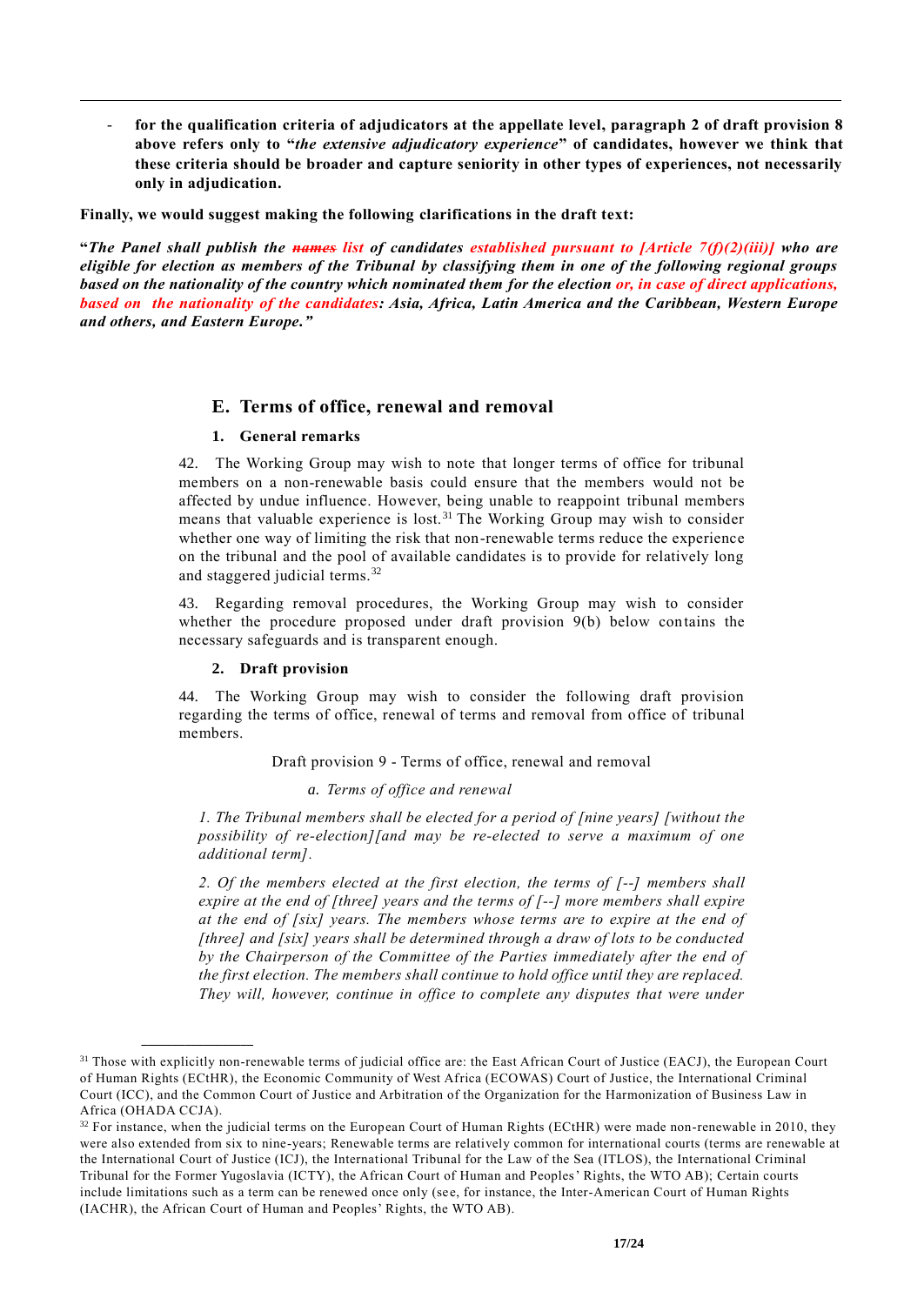- **for the qualification criteria of adjudicators at the appellate level, paragraph 2 of draft provision 8 above refers only to "*the extensive adjudicatory experience*" of candidates, however we think that these criteria should be broader and capture seniority in other types of experiences, not necessarily only in adjudication.**

**Finally, we would suggest making the following clarifications in the draft text:**

**"*The Panel shall publish the ~~names~~ list of candidates established pursuant to [Article 7(f)(2)(iii)] who are eligible for election as members of the Tribunal by classifying them in one of the following regional groups based on the nationality of the country which nominated them for the election or, in case of direct applications, based on the nationality of the candidates: Asia, Africa, Latin America and the Caribbean, Western Europe and others, and Eastern Europe."***

## E. Terms of office, renewal and removal

### 1. General remarks

42. The Working Group may wish to note that longer terms of office for tribunal members on a non-renewable basis could ensure that the members would not be affected by undue influence. However, being unable to reappoint tribunal members means that valuable experience is lost.[31] The Working Group may wish to consider whether one way of limiting the risk that non-renewable terms reduce the experience on the tribunal and the pool of available candidates is to provide for relatively long and staggered judicial terms.[32]

43. Regarding removal procedures, the Working Group may wish to consider whether the procedure proposed under draft provision 9(b) below contains the necessary safeguards and is transparent enough.

### 2. Draft provision

44. The Working Group may wish to consider the following draft provision regarding the terms of office, renewal of terms and removal from office of tribunal members.

Draft provision 9 - Terms of office, renewal and removal

*a. Terms of office and renewal*

*1. The Tribunal members shall be elected for a period of [nine years] [without the possibility of re-election][and may be re-elected to serve a maximum of one additional term].*

*2. Of the members elected at the first election, the terms of [--] members shall expire at the end of [three] years and the terms of [--] more members shall expire at the end of [six] years. The members whose terms are to expire at the end of [three] and [six] years shall be determined through a draw of lots to be conducted by the Chairperson of the Committee of the Parties immediately after the end of the first election. The members shall continue to hold office until they are replaced. They will, however, continue in office to complete any disputes that were under*

---

[31] Those with explicitly non-renewable terms of judicial office are: the East African Court of Justice (EACJ), the European Court of Human Rights (ECtHR), the Economic Community of West Africa (ECOWAS) Court of Justice, the International Criminal Court (ICC), and the Common Court of Justice and Arbitration of the Organization for the Harmonization of Business Law in Africa (OHADA CCJA).

[32] For instance, when the judicial terms on the European Court of Human Rights (ECtHR) were made non-renewable in 2010, they were also extended from six to nine-years; Renewable terms are relatively common for international courts (terms are renewable at the International Court of Justice (ICJ), the International Tribunal for the Law of the Sea (ITLOS), the International Criminal Tribunal for the Former Yugoslavia (ICTY), the African Court of Human and Peoples' Rights, the WTO AB); Certain courts include limitations such as a term can be renewed once only (see, for instance, the Inter-American Court of Human Rights (IACHR), the African Court of Human and Peoples' Rights, the WTO AB).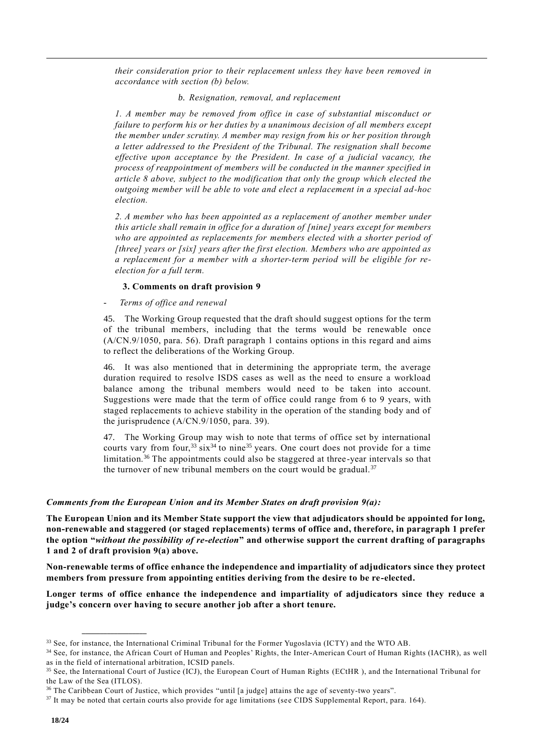*their consideration prior to their replacement unless they have been removed in accordance with section (b) below.*

*b. Resignation, removal, and replacement*

*1. A member may be removed from office in case of substantial misconduct or failure to perform his or her duties by a unanimous decision of all members except the member under scrutiny. A member may resign from his or her position through a letter addressed to the President of the Tribunal. The resignation shall become effective upon acceptance by the President. In case of a judicial vacancy, the process of reappointment of members will be conducted in the manner specified in article 8 above, subject to the modification that only the group which elected the outgoing member will be able to vote and elect a replacement in a special ad-hoc election.*

*2. A member who has been appointed as a replacement of another member under this article shall remain in office for a duration of [nine] years except for members who are appointed as replacements for members elected with a shorter period of [three] years or [six] years after the first election. Members who are appointed as a replacement for a member with a shorter-term period will be eligible for re-election for a full term.*

#### 3. Comments on draft provision 9

- *Terms of office and renewal*

45. The Working Group requested that the draft should suggest options for the term of the tribunal members, including that the terms would be renewable once (A/CN.9/1050, para. 56). Draft paragraph 1 contains options in this regard and aims to reflect the deliberations of the Working Group.

46. It was also mentioned that in determining the appropriate term, the average duration required to resolve ISDS cases as well as the need to ensure a workload balance among the tribunal members would need to be taken into account. Suggestions were made that the term of office could range from 6 to 9 years, with staged replacements to achieve stability in the operation of the standing body and of the jurisprudence (A/CN.9/1050, para. 39).

47. The Working Group may wish to note that terms of office set by international courts vary from four,[33] six[34] to nine[35] years. One court does not provide for a time limitation.[36] The appointments could also be staggered at three-year intervals so that the turnover of new tribunal members on the court would be gradual.[37]

***Comments from the European Union and its Member States on draft provision 9(a):***

**The European Union and its Member State support the view that adjudicators should be appointed for long, non-renewable and staggered (or staged replacements) terms of office and, therefore, in paragraph 1 prefer the option "*without the possibility of re-election*" and otherwise support the current drafting of paragraphs 1 and 2 of draft provision 9(a) above.**

**Non-renewable terms of office enhance the independence and impartiality of adjudicators since they protect members from pressure from appointing entities deriving from the desire to be re-elected.**

**Longer terms of office enhance the independence and impartiality of adjudicators since they reduce a judge's concern over having to secure another job after a short tenure.**

---

[33] See, for instance, the International Criminal Tribunal for the Former Yugoslavia (ICTY) and the WTO AB.

[34] See, for instance, the African Court of Human and Peoples' Rights, the Inter-American Court of Human Rights (IACHR), as well as in the field of international arbitration, ICSID panels.

[35] See, the International Court of Justice (ICJ), the European Court of Human Rights (ECtHR ), and the International Tribunal for the Law of the Sea (ITLOS).

[36] The Caribbean Court of Justice, which provides "until [a judge] attains the age of seventy-two years".

[37] It may be noted that certain courts also provide for age limitations (see CIDS Supplemental Report, para. 164).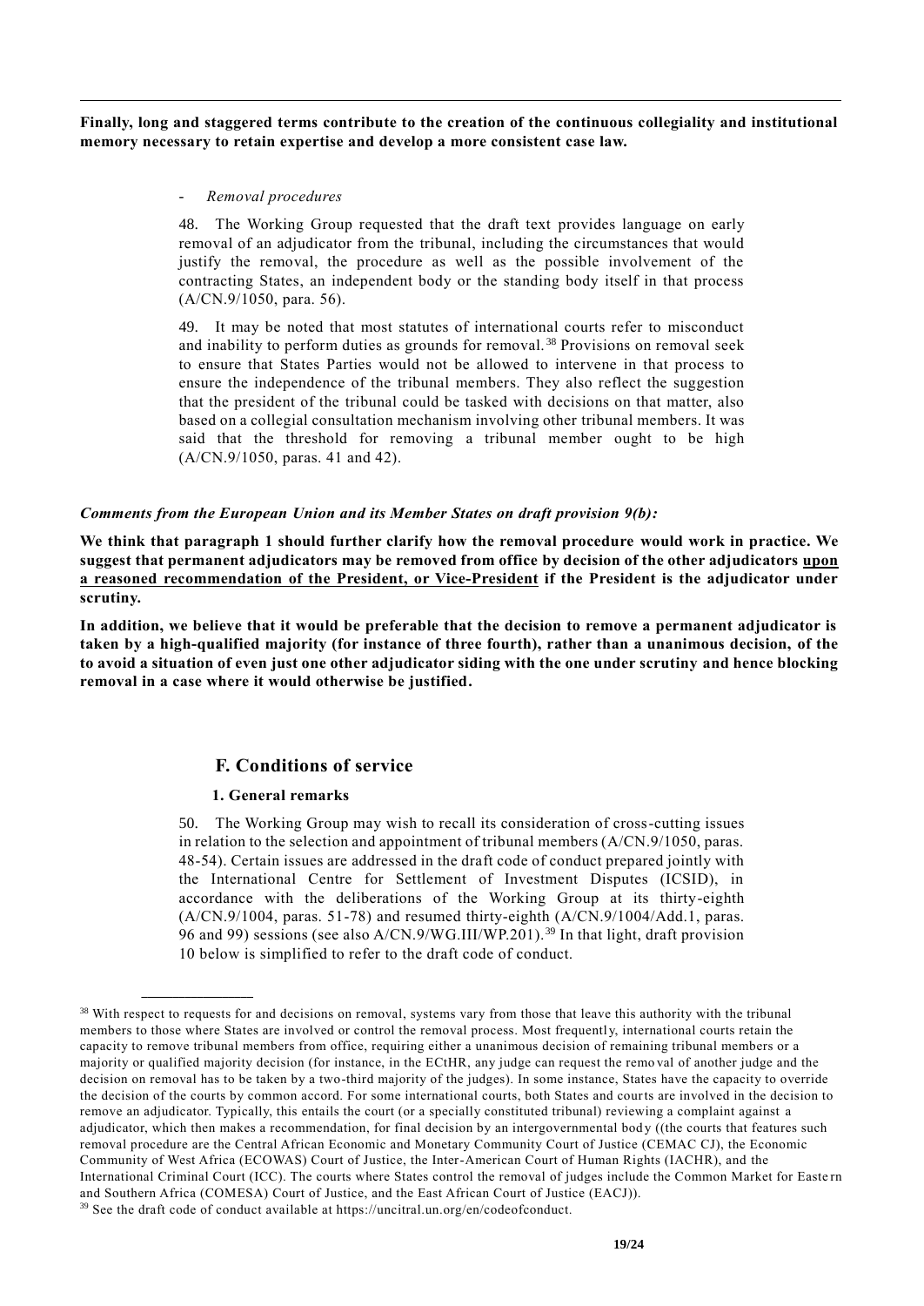**Finally, long and staggered terms contribute to the creation of the continuous collegiality and institutional memory necessary to retain expertise and develop a more consistent case law.**

- *Removal procedures*

48. The Working Group requested that the draft text provides language on early removal of an adjudicator from the tribunal, including the circumstances that would justify the removal, the procedure as well as the possible involvement of the contracting States, an independent body or the standing body itself in that process (A/CN.9/1050, para. 56).

49. It may be noted that most statutes of international courts refer to misconduct and inability to perform duties as grounds for removal.[38] Provisions on removal seek to ensure that States Parties would not be allowed to intervene in that process to ensure the independence of the tribunal members. They also reflect the suggestion that the president of the tribunal could be tasked with decisions on that matter, also based on a collegial consultation mechanism involving other tribunal members. It was said that the threshold for removing a tribunal member ought to be high (A/CN.9/1050, paras. 41 and 42).

***Comments from the European Union and its Member States on draft provision 9(b):***

**We think that paragraph 1 should further clarify how the removal procedure would work in practice. We suggest that permanent adjudicators may be removed from office by decision of the other adjudicators <u>upon a reasoned recommendation of the President, or Vice-President</u> if the President is the adjudicator under scrutiny.**

**In addition, we believe that it would be preferable that the decision to remove a permanent adjudicator is taken by a high-qualified majority (for instance of three fourth), rather than a unanimous decision, of the to avoid a situation of even just one other adjudicator siding with the one under scrutiny and hence blocking removal in a case where it would otherwise be justified.**

## F. Conditions of service

### 1. General remarks

50. The Working Group may wish to recall its consideration of cross-cutting issues in relation to the selection and appointment of tribunal members (A/CN.9/1050, paras. 48-54). Certain issues are addressed in the draft code of conduct prepared jointly with the International Centre for Settlement of Investment Disputes (ICSID), in accordance with the deliberations of the Working Group at its thirty-eighth (A/CN.9/1004, paras. 51-78) and resumed thirty-eighth (A/CN.9/1004/Add.1, paras. 96 and 99) sessions (see also A/CN.9/WG.III/WP.201).[39] In that light, draft provision 10 below is simplified to refer to the draft code of conduct.

---

[38] With respect to requests for and decisions on removal, systems vary from those that leave this authority with the tribunal members to those where States are involved or control the removal process. Most frequently, international courts retain the capacity to remove tribunal members from office, requiring either a unanimous decision of remaining tribunal members or a majority or qualified majority decision (for instance, in the ECtHR, any judge can request the removal of another judge and the decision on removal has to be taken by a two-third majority of the judges). In some instance, States have the capacity to override the decision of the courts by common accord. For some international courts, both States and courts are involved in the decision to remove an adjudicator. Typically, this entails the court (or a specially constituted tribunal) reviewing a complaint against a adjudicator, which then makes a recommendation, for final decision by an intergovernmental body ((the courts that features such removal procedure are the Central African Economic and Monetary Community Court of Justice (CEMAC CJ), the Economic Community of West Africa (ECOWAS) Court of Justice, the Inter-American Court of Human Rights (IACHR), and the International Criminal Court (ICC). The courts where States control the removal of judges include the Common Market for Eastern and Southern Africa (COMESA) Court of Justice, and the East African Court of Justice (EACJ)).

[39] See the draft code of conduct available at https://uncitral.un.org/en/codeofconduct.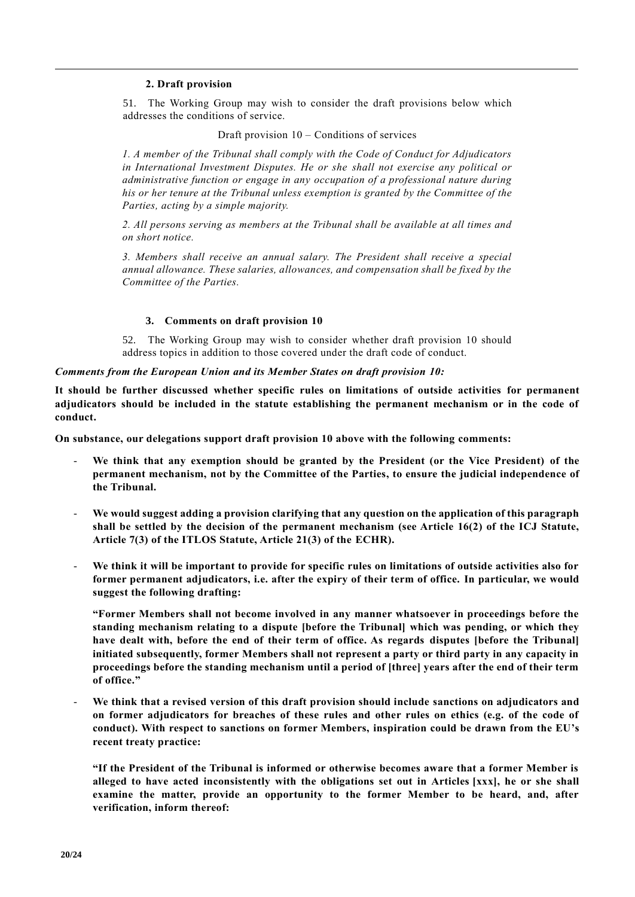### 2. Draft provision

51. The Working Group may wish to consider the draft provisions below which addresses the conditions of service.

Draft provision 10 – Conditions of services

*1. A member of the Tribunal shall comply with the Code of Conduct for Adjudicators in International Investment Disputes. He or she shall not exercise any political or administrative function or engage in any occupation of a professional nature during his or her tenure at the Tribunal unless exemption is granted by the Committee of the Parties, acting by a simple majority.*

*2. All persons serving as members at the Tribunal shall be available at all times and on short notice.*

*3. Members shall receive an annual salary. The President shall receive a special annual allowance. These salaries, allowances, and compensation shall be fixed by the Committee of the Parties.*

### 3. Comments on draft provision 10

52. The Working Group may wish to consider whether draft provision 10 should address topics in addition to those covered under the draft code of conduct.

***Comments from the European Union and its Member States on draft provision 10:***

**It should be further discussed whether specific rules on limitations of outside activities for permanent adjudicators should be included in the statute establishing the permanent mechanism or in the code of conduct.**

**On substance, our delegations support draft provision 10 above with the following comments:**

- **We think that any exemption should be granted by the President (or the Vice President) of the permanent mechanism, not by the Committee of the Parties, to ensure the judicial independence of the Tribunal.**
- **We would suggest adding a provision clarifying that any question on the application of this paragraph shall be settled by the decision of the permanent mechanism (see Article 16(2) of the ICJ Statute, Article 7(3) of the ITLOS Statute, Article 21(3) of the ECHR).**
- **We think it will be important to provide for specific rules on limitations of outside activities also for former permanent adjudicators, i.e. after the expiry of their term of office. In particular, we would suggest the following drafting:**

  **"Former Members shall not become involved in any manner whatsoever in proceedings before the standing mechanism relating to a dispute [before the Tribunal] which was pending, or which they have dealt with, before the end of their term of office. As regards disputes [before the Tribunal] initiated subsequently, former Members shall not represent a party or third party in any capacity in proceedings before the standing mechanism until a period of [three] years after the end of their term of office."**

- **We think that a revised version of this draft provision should include sanctions on adjudicators and on former adjudicators for breaches of these rules and other rules on ethics (e.g. of the code of conduct). With respect to sanctions on former Members, inspiration could be drawn from the EU's recent treaty practice:**

  **"If the President of the Tribunal is informed or otherwise becomes aware that a former Member is alleged to have acted inconsistently with the obligations set out in Articles [xxx], he or she shall examine the matter, provide an opportunity to the former Member to be heard, and, after verification, inform thereof:**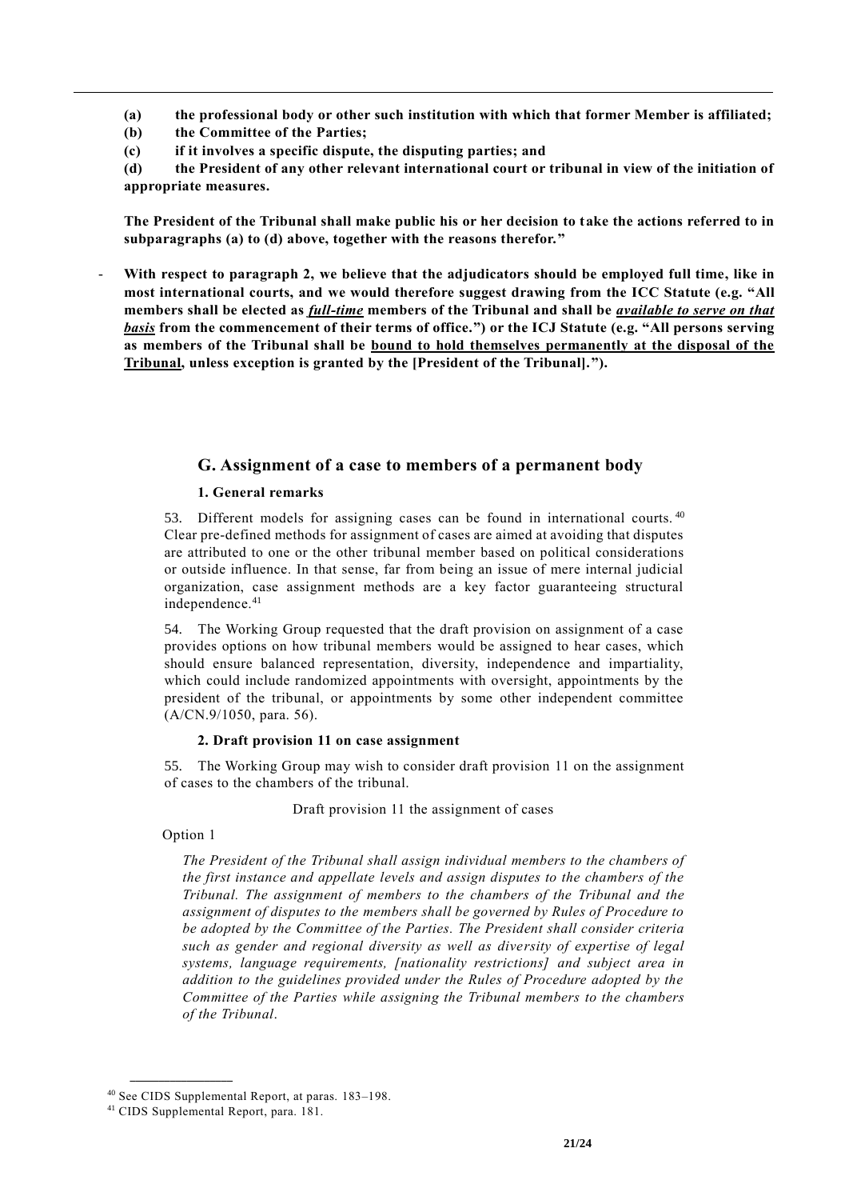**(a) the professional body or other such institution with which that former Member is affiliated;**

**(b) the Committee of the Parties;**

**(c) if it involves a specific dispute, the disputing parties; and**

**(d) the President of any other relevant international court or tribunal in view of the initiation of appropriate measures.**

**The President of the Tribunal shall make public his or her decision to take the actions referred to in subparagraphs (a) to (d) above, together with the reasons therefor."**

- **With respect to paragraph 2, we believe that the adjudicators should be employed full time, like in most international courts, and we would therefore suggest drawing from the ICC Statute (e.g. "All members shall be elected as *full-time* members of the Tribunal and shall be *available to serve on that basis* from the commencement of their terms of office.") or the ICJ Statute (e.g. "All persons serving as members of the Tribunal shall be bound to hold themselves permanently at the disposal of the Tribunal, unless exception is granted by the [President of the Tribunal].").**

## G. Assignment of a case to members of a permanent body

### 1. General remarks

53. Different models for assigning cases can be found in international courts.[40] Clear pre-defined methods for assignment of cases are aimed at avoiding that disputes are attributed to one or the other tribunal member based on political considerations or outside influence. In that sense, far from being an issue of mere internal judicial organization, case assignment methods are a key factor guaranteeing structural independence.[41]

54. The Working Group requested that the draft provision on assignment of a case provides options on how tribunal members would be assigned to hear cases, which should ensure balanced representation, diversity, independence and impartiality, which could include randomized appointments with oversight, appointments by the president of the tribunal, or appointments by some other independent committee (A/CN.9/1050, para. 56).

### 2. Draft provision 11 on case assignment

55. The Working Group may wish to consider draft provision 11 on the assignment of cases to the chambers of the tribunal.

Draft provision 11 the assignment of cases

Option 1

*The President of the Tribunal shall assign individual members to the chambers of the first instance and appellate levels and assign disputes to the chambers of the Tribunal. The assignment of members to the chambers of the Tribunal and the assignment of disputes to the members shall be governed by Rules of Procedure to be adopted by the Committee of the Parties. The President shall consider criteria such as gender and regional diversity as well as diversity of expertise of legal systems, language requirements, [nationality restrictions] and subject area in addition to the guidelines provided under the Rules of Procedure adopted by the Committee of the Parties while assigning the Tribunal members to the chambers of the Tribunal.*

[40] See CIDS Supplemental Report, at paras. 183–198.

[41] CIDS Supplemental Report, para. 181.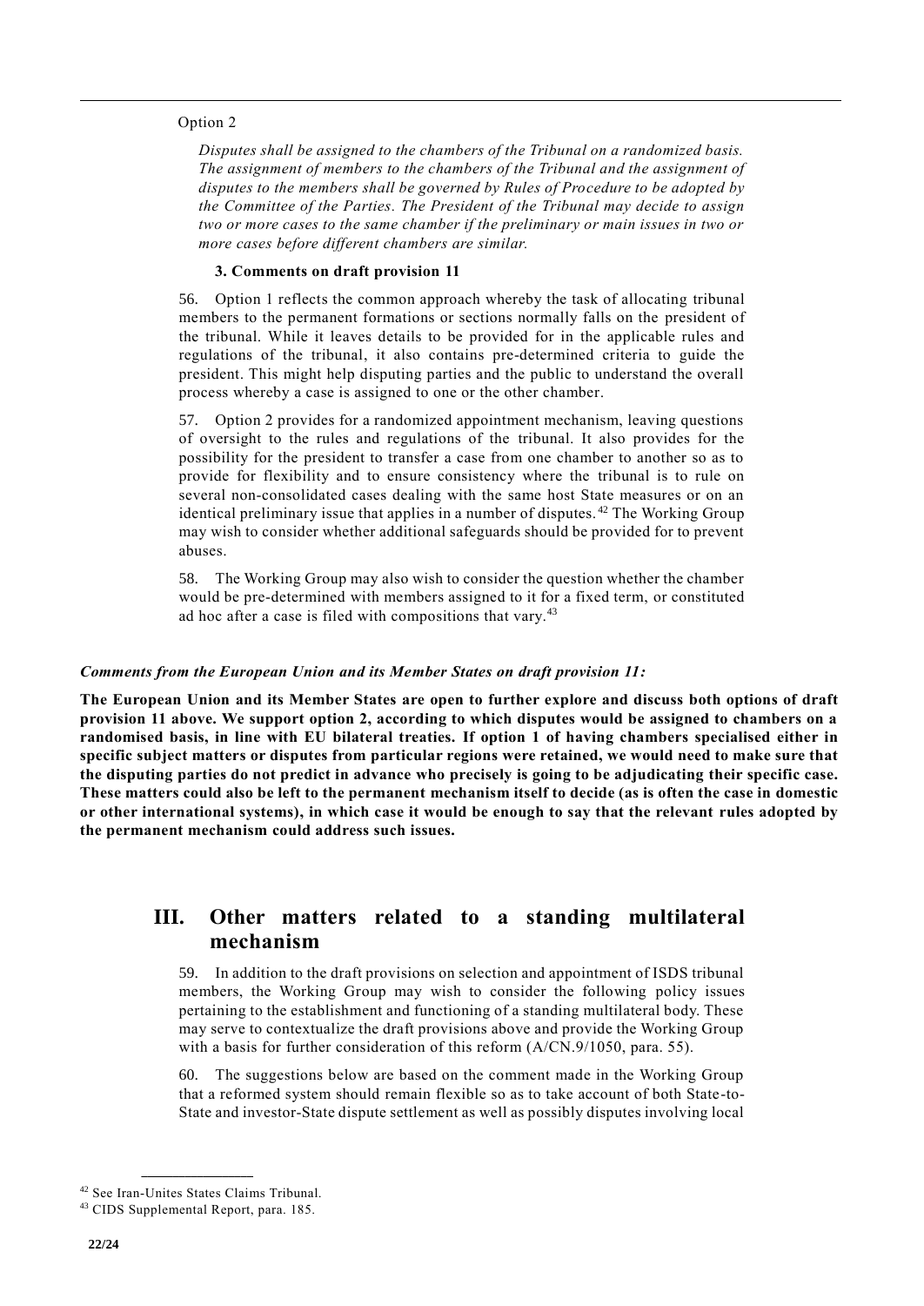Option 2

*Disputes shall be assigned to the chambers of the Tribunal on a randomized basis. The assignment of members to the chambers of the Tribunal and the assignment of disputes to the members shall be governed by Rules of Procedure to be adopted by the Committee of the Parties. The President of the Tribunal may decide to assign two or more cases to the same chamber if the preliminary or main issues in two or more cases before different chambers are similar.*

### 3. Comments on draft provision 11

56. Option 1 reflects the common approach whereby the task of allocating tribunal members to the permanent formations or sections normally falls on the president of the tribunal. While it leaves details to be provided for in the applicable rules and regulations of the tribunal, it also contains pre-determined criteria to guide the president. This might help disputing parties and the public to understand the overall process whereby a case is assigned to one or the other chamber.

57. Option 2 provides for a randomized appointment mechanism, leaving questions of oversight to the rules and regulations of the tribunal. It also provides for the possibility for the president to transfer a case from one chamber to another so as to provide for flexibility and to ensure consistency where the tribunal is to rule on several non-consolidated cases dealing with the same host State measures or on an identical preliminary issue that applies in a number of disputes.[42] The Working Group may wish to consider whether additional safeguards should be provided for to prevent abuses.

58. The Working Group may also wish to consider the question whether the chamber would be pre-determined with members assigned to it for a fixed term, or constituted ad hoc after a case is filed with compositions that vary.[43]

***Comments from the European Union and its Member States on draft provision 11:***

**The European Union and its Member States are open to further explore and discuss both options of draft provision 11 above. We support option 2, according to which disputes would be assigned to chambers on a randomised basis, in line with EU bilateral treaties. If option 1 of having chambers specialised either in specific subject matters or disputes from particular regions were retained, we would need to make sure that the disputing parties do not predict in advance who precisely is going to be adjudicating their specific case. These matters could also be left to the permanent mechanism itself to decide (as is often the case in domestic or other international systems), in which case it would be enough to say that the relevant rules adopted by the permanent mechanism could address such issues.**

## III. Other matters related to a standing multilateral mechanism

59. In addition to the draft provisions on selection and appointment of ISDS tribunal members, the Working Group may wish to consider the following policy issues pertaining to the establishment and functioning of a standing multilateral body. These may serve to contextualize the draft provisions above and provide the Working Group with a basis for further consideration of this reform (A/CN.9/1050, para. 55).

60. The suggestions below are based on the comment made in the Working Group that a reformed system should remain flexible so as to take account of both State-to-State and investor-State dispute settlement as well as possibly disputes involving local

[42] See Iran-Unites States Claims Tribunal.

[43] CIDS Supplemental Report, para. 185.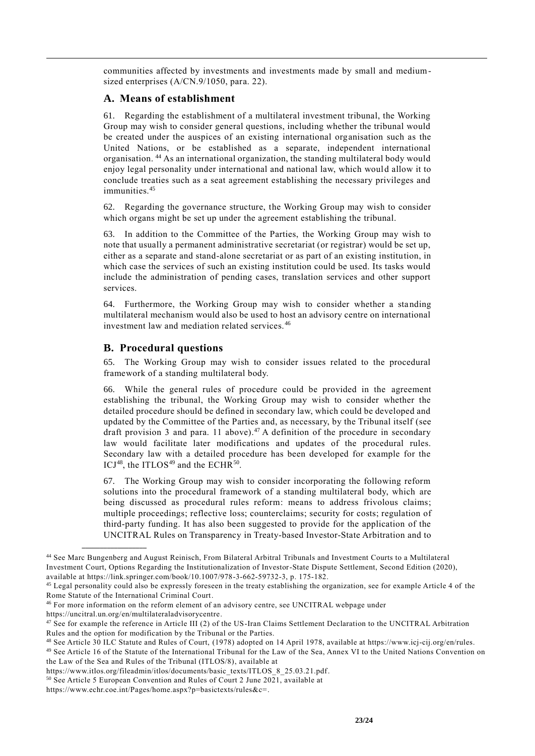communities affected by investments and investments made by small and medium-sized enterprises (A/CN.9/1050, para. 22).

## A. Means of establishment

61. Regarding the establishment of a multilateral investment tribunal, the Working Group may wish to consider general questions, including whether the tribunal would be created under the auspices of an existing international organisation such as the United Nations, or be established as a separate, independent international organisation.[44] As an international organization, the standing multilateral body would enjoy legal personality under international and national law, which would allow it to conclude treaties such as a seat agreement establishing the necessary privileges and immunities.[45]

62. Regarding the governance structure, the Working Group may wish to consider which organs might be set up under the agreement establishing the tribunal.

63. In addition to the Committee of the Parties, the Working Group may wish to note that usually a permanent administrative secretariat (or registrar) would be set up, either as a separate and stand-alone secretariat or as part of an existing institution, in which case the services of such an existing institution could be used. Its tasks would include the administration of pending cases, translation services and other support services.

64. Furthermore, the Working Group may wish to consider whether a standing multilateral mechanism would also be used to host an advisory centre on international investment law and mediation related services.[46]

## B. Procedural questions

65. The Working Group may wish to consider issues related to the procedural framework of a standing multilateral body.

66. While the general rules of procedure could be provided in the agreement establishing the tribunal, the Working Group may wish to consider whether the detailed procedure should be defined in secondary law, which could be developed and updated by the Committee of the Parties and, as necessary, by the Tribunal itself (see draft provision 3 and para. 11 above).[47] A definition of the procedure in secondary law would facilitate later modifications and updates of the procedural rules. Secondary law with a detailed procedure has been developed for example for the ICJ[48], the ITLOS[49] and the ECHR[50].

67. The Working Group may wish to consider incorporating the following reform solutions into the procedural framework of a standing multilateral body, which are being discussed as procedural rules reform: means to address frivolous claims; multiple proceedings; reflective loss; counterclaims; security for costs; regulation of third-party funding. It has also been suggested to provide for the application of the UNCITRAL Rules on Transparency in Treaty-based Investor-State Arbitration and to

---

[44] See Marc Bungenberg and August Reinisch, From Bilateral Arbitral Tribunals and Investment Courts to a Multilateral Investment Court, Options Regarding the Institutionalization of Investor-State Dispute Settlement, Second Edition (2020), available at https://link.springer.com/book/10.1007/978-3-662-59732-3, p. 175-182.

[45] Legal personality could also be expressly foreseen in the treaty establishing the organization, see for example Article 4 of the Rome Statute of the International Criminal Court.

[46] For more information on the reform element of an advisory centre, see UNCITRAL webpage under https://uncitral.un.org/en/multilateraladvisorycentre.

[47] See for example the reference in Article III (2) of the US-Iran Claims Settlement Declaration to the UNCITRAL Arbitration Rules and the option for modification by the Tribunal or the Parties.

[48] See Article 30 ILC Statute and Rules of Court, (1978) adopted on 14 April 1978, available at https://www.icj-cij.org/en/rules.

[49] See Article 16 of the Statute of the International Tribunal for the Law of the Sea, Annex VI to the United Nations Convention on the Law of the Sea and Rules of the Tribunal (ITLOS/8), available at https://www.itlos.org/fileadmin/itlos/documents/basic_texts/ITLOS_8_25.03.21.pdf.

[50] See Article 5 European Convention and Rules of Court 2 June 2021, available at https://www.echr.coe.int/Pages/home.aspx?p=basictexts/rules&c=.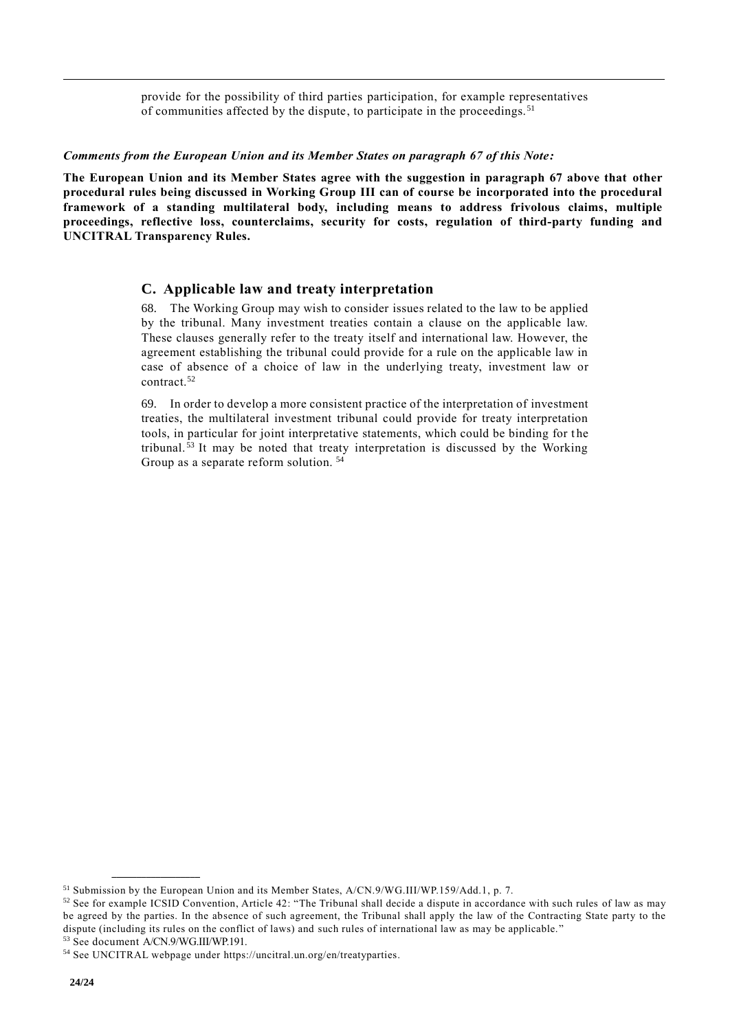provide for the possibility of third parties participation, for example representatives of communities affected by the dispute, to participate in the proceedings.[51]

***Comments from the European Union and its Member States on paragraph 67 of this Note:***

**The European Union and its Member States agree with the suggestion in paragraph 67 above that other procedural rules being discussed in Working Group III can of course be incorporated into the procedural framework of a standing multilateral body, including means to address frivolous claims, multiple proceedings, reflective loss, counterclaims, security for costs, regulation of third-party funding and UNCITRAL Transparency Rules.**

## C. Applicable law and treaty interpretation

68. The Working Group may wish to consider issues related to the law to be applied by the tribunal. Many investment treaties contain a clause on the applicable law. These clauses generally refer to the treaty itself and international law. However, the agreement establishing the tribunal could provide for a rule on the applicable law in case of absence of a choice of law in the underlying treaty, investment law or contract.[52]

69. In order to develop a more consistent practice of the interpretation of investment treaties, the multilateral investment tribunal could provide for treaty interpretation tools, in particular for joint interpretative statements, which could be binding for the tribunal.[53] It may be noted that treaty interpretation is discussed by the Working Group as a separate reform solution.[54]

---

[51] Submission by the European Union and its Member States, A/CN.9/WG.III/WP.159/Add.1, p. 7.

[52] See for example ICSID Convention, Article 42: "The Tribunal shall decide a dispute in accordance with such rules of law as may be agreed by the parties. In the absence of such agreement, the Tribunal shall apply the law of the Contracting State party to the dispute (including its rules on the conflict of laws) and such rules of international law as may be applicable."

[53] See document A/CN.9/WG.III/WP.191.

[54] See UNCITRAL webpage under https://uncitral.un.org/en/treatyparties.